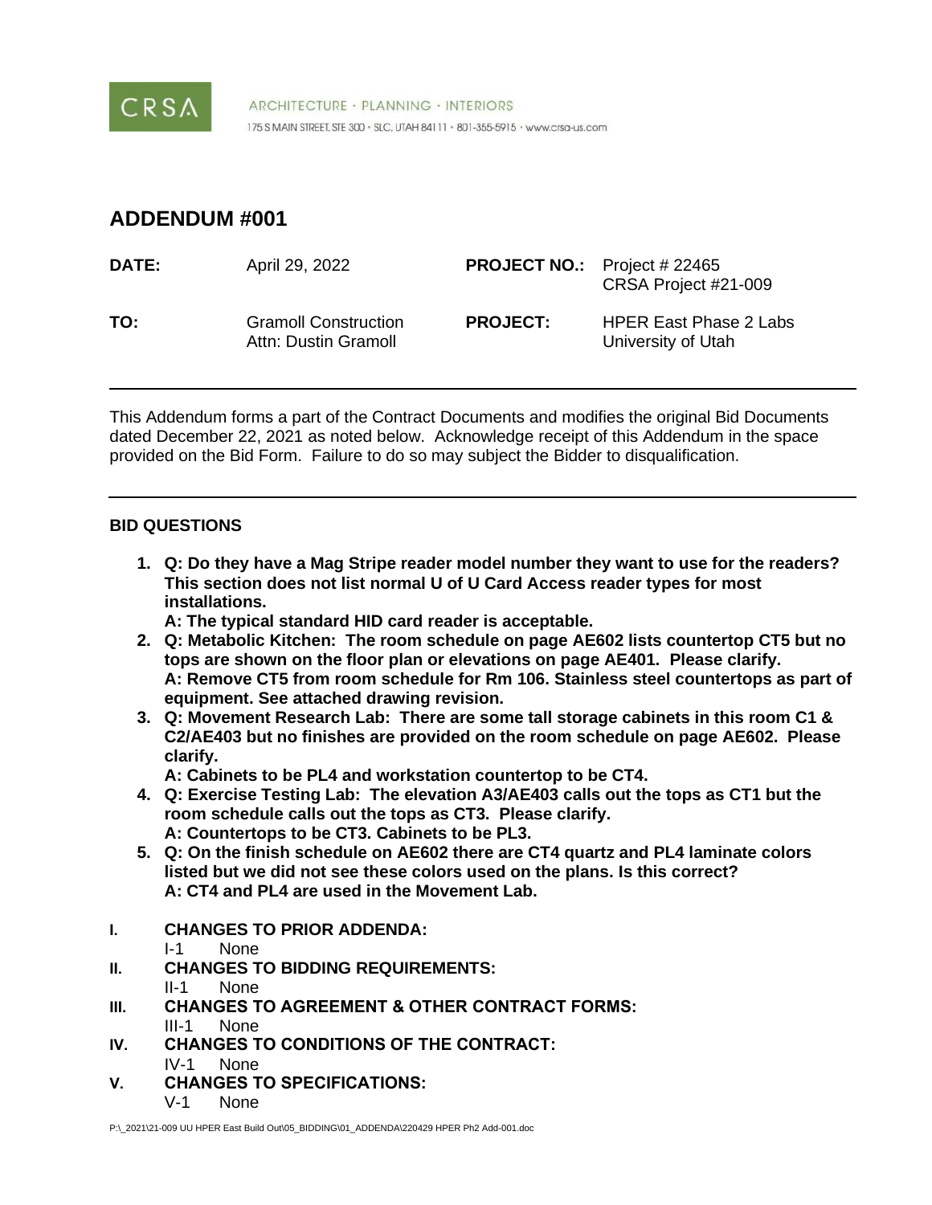CRSA

ARCHITECTURE · PLANNING · INTERIORS
175 S MAIN STREET, STE 300 · SLC, UTAH 84111 · 801-355-5915 · www.crsa-us.com

# ADDENDUM #001

| | | | |
|---|---|---|---|
| **DATE:** | April 29, 2022 | **PROJECT NO.:** | Project # 22465<br>CRSA Project #21-009 |
| **TO:** | Gramoll Construction<br>Attn: Dustin Gramoll | **PROJECT:** | HPER East Phase 2 Labs<br>University of Utah |

---

This Addendum forms a part of the Contract Documents and modifies the original Bid Documents dated December 22, 2021 as noted below. Acknowledge receipt of this Addendum in the space provided on the Bid Form. Failure to do so may subject the Bidder to disqualification.

---

## BID QUESTIONS

1. **Q: Do they have a Mag Stripe reader model number they want to use for the readers? This section does not list normal U of U Card Access reader types for most installations.**
   **A: The typical standard HID card reader is acceptable.**
2. **Q: Metabolic Kitchen: The room schedule on page AE602 lists countertop CT5 but no tops are shown on the floor plan or elevations on page AE401. Please clarify.**
   **A: Remove CT5 from room schedule for Rm 106. Stainless steel countertops as part of equipment. See attached drawing revision.**
3. **Q: Movement Research Lab: There are some tall storage cabinets in this room C1 & C2/AE403 but no finishes are provided on the room schedule on page AE602. Please clarify.**
   **A: Cabinets to be PL4 and workstation countertop to be CT4.**
4. **Q: Exercise Testing Lab: The elevation A3/AE403 calls out the tops as CT1 but the room schedule calls out the tops as CT3. Please clarify.**
   **A: Countertops to be CT3. Cabinets to be PL3.**
5. **Q: On the finish schedule on AE602 there are CT4 quartz and PL4 laminate colors listed but we did not see these colors used on the plans. Is this correct?**
   **A: CT4 and PL4 are used in the Movement Lab.**

**I. CHANGES TO PRIOR ADDENDA:**
   I-1 None

**II. CHANGES TO BIDDING REQUIREMENTS:**
   II-1 None

**III. CHANGES TO AGREEMENT & OTHER CONTRACT FORMS:**
   III-1 None

**IV. CHANGES TO CONDITIONS OF THE CONTRACT:**
   IV-1 None

**V. CHANGES TO SPECIFICATIONS:**
   V-1 None

P:\_2021\21-009 UU HPER East Build Out\05_BIDDING\01_ADDENDA\220429 HPER Ph2 Add-001.doc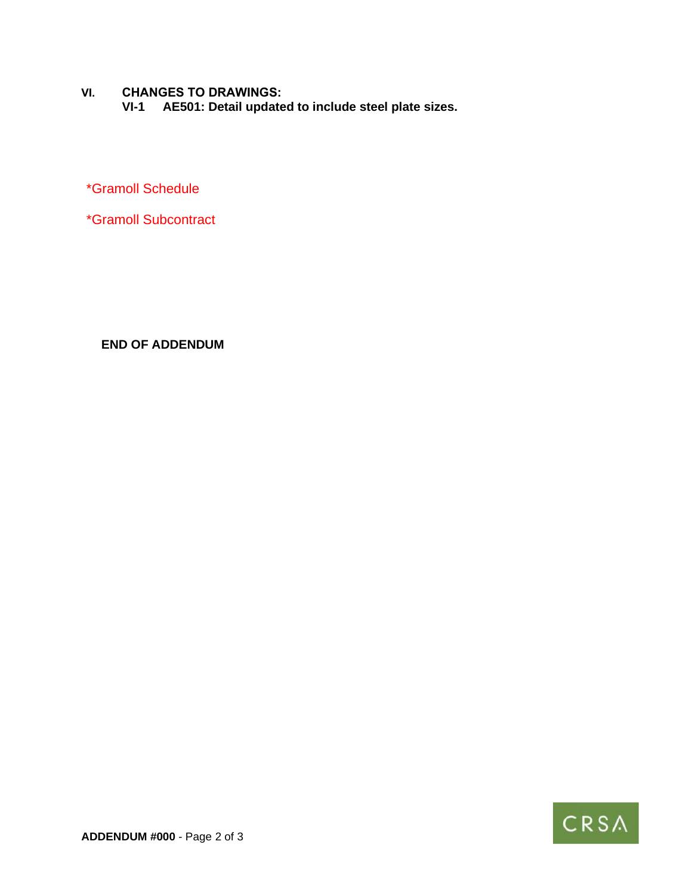**VI. CHANGES TO DRAWINGS:**

**VI-1 AE501: Detail updated to include steel plate sizes.**

*Gramoll Schedule

*Gramoll Subcontract

**END OF ADDENDUM**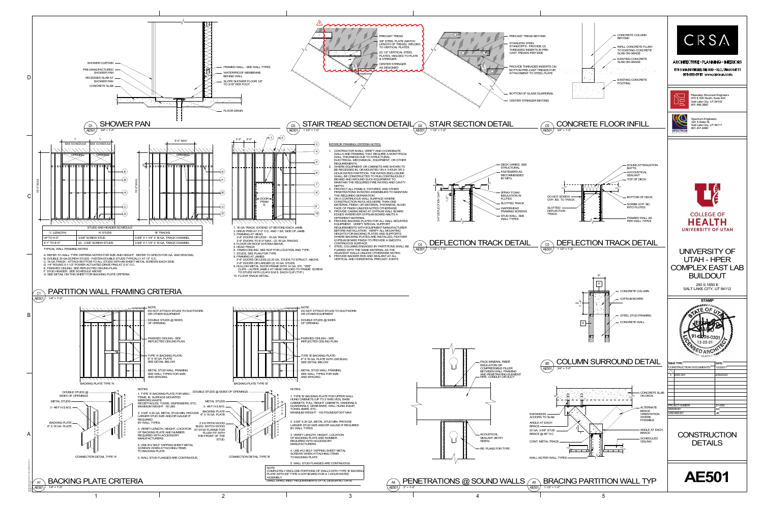# CONSTRUCTION DETAILS — AE501

## D1 SHOWER PAN
AE501 — 3/4" = 1'-0"

- SHOWER CURTAIN
- PRE-MANUFACTURED SHOWER PAN
- RECESSED SLAB AT SHOWER PAN
- CONCRETE SLAB
- FRAMED WALL - SEE WALL TYPES
- WATERPROOF MEMBRANE BEHIND WALL
- SLOPE SHOWER FLOOR 1/8" TO 3/16" PER FOOT
- FLOOR DRAIN

## D3 STAIR TREAD SECTION DETAIL
AE501 — 1 1/2" = 1'-0"

- PRECAST TREAD
- 3/8" STEEL PLATE (MATCH LENGTH OF TREAD), WELDED TO VERTICAL PLATES
- (2) 1/2" VERTICAL STEEL PLATES, WELDED TO PLATE & STRINGER
- CENTER STRINGER AS DESIGNED

## D4 STAIR SECTION DETAIL
AE501 — 1 1/2" = 1'-0"

- PRECAST TREAD BEYOND
- STAINLESS STEEL STANDOFFS - PROVIDE (2) THREADED INSERTS IN PRE-CAST TREADS PER SIDE
- PROVIDE THREADED INSERTS ON BOTTOM PRE-CAST TREADS FOR ATTACHMENT TO STEEL PLATE
- BOTTOM OF GLASS GUARDRAIL
- CENTER STRINGER BEYOND

## D5 CONCRETE FLOOR INFILL
AE501 — 3/4" = 1'-0"

- CONCRETE COLUMN BEYOND
- INFILL CONCRETE FLUSH TO EXISTING CONCRETE SLAB ON GRADE
- EXISTING CONCRETE SLAB ON GRADE
- EXISTING CONCRETE FOOTING

## C1 PARTITION WALL FRAMING CRITERIA
AE501 — 1/4" = 1'-0"

| STUDS AND HEADER SCHEDULE | | |
|---|---|---|
| "L" (LENGTH) | "A" STUDS | "B" TRACKS |
| UP TO 4'-0" | 3-5/8" SCREW STUD | 3-5/8" X 1-1/4" X 16 GA. TRACK CHANNEL |
| 4'-1" TO 8'-0" | (2) - 3-5/8" SCREW STUDS | 3-5/8" X 1-1/4" X 16 GA. TRACK CHANNEL |

TYPICAL WALL FRAMING NOTES

A. REFER TO WALL TYPE CRITERIA NOTES FOR SIZE AND HEIGHT. REFER TO SPECS FOR GA. AND SPACING.
B. DOUBLE 20 GA SCREW STUDS - FASTEN DOUBLE STUDS TYPICALLY AT 12" O.C.
C. 16 GA TRACK - ATTACH BOTTOM TO ALL STUDS WITH #8 SHEET METAL SCREWS EACH SIDE.
D. 1/4" ROUND X 1-1/2" POWDER ACTUATED DRIVE PINS AT 2'-0" O.C.
E. FINISHED CEILING. SEE REFLECTED CEILING PLAN.
F. STUD HEADER. SEE SCHEDULE ABOVE.
G. SEE DETAIL ON THIS SHEET FOR BACKING PLATE CRITERIA.

1. 16 GA TRACK. EXTEND 12" BEYOND EACH JAMB.
2. DRIVE PINS AT 2'-0" O.C. AND 1 EA. SIDE OF JAMB.
3. FRAMING AT HEAD:
   3'-0" DOORS OR LESS - 16 GA TRACK
   3'-6" DOORS TO 6'-0" MAX - (2) 16 GA TRACKS
4. FLOOR OR ROOF SYSTEM ABOVE.
5. HEAD TRACK
6. FINISH CEILING. SEE RCP FOR LOCATION AND TYPE.
7. STUDS, SEE PLAN FOR TYPE
8. FRAMING AT JAMBS:
   3'-0" DOORS OR LESS (2) 20 GA. STUDS TO STRUCT. ABOVE.
   3'-6" DOORS OR LARGER (2) 16 GA. STUDS.
9. HOLLOW METAL DOOR FRAME WITH 14 GA. STL. "ZEE" CLIPS - (4) PER JAMB 2 AT HEAD WELDED TO FRAME. SCREW TO STUDS WITH (2) #10 S.M.S. EACH CLIP (TYP.)
10. FLOOR TRACK DETAIL.

### INTERIOR FRAMING CRITERIA NOTES:

1. CONTRACTOR SHALL VERIFY AND COORDINATE WALLS AND FRAMING THAT REQUIRE A NONTYPICAL WALL THICKNESS DUE TO STRUCTURAL, ELECTRICAL, MECHANICAL, EQUIPMENT, OR OTHER REQUIREMENTS.
2. WHERE EQUIPMENT OR CABINETS ARE SHOWN TO BE RECESSED IN, OR MOUNTED ON A 1-HOUR OR 2-HOUR RATED PARTITION, THE RATED ENCLOSURE SHALL BE CONSTRUCTED TO RUN CONTINUOUSLY BEHIND AND AROUND SUCH EQUIPMENT TO MAINTAIN THE REQUIRED FIRE RATING AND CAVITY DEPTH.
3. PROTECT ALL PANELS, FIXTURES, AND OTHER PENETRATIONS IN RATED ASSEMBLIES TO MAINTAIN THE REQUIRED SEPARATION.
4. ON A CONTINUOUS WALL SURFACE WHERE CONSTRUCTION INVOLVES MORE THAN ONE MATERIAL FINISH, OR MATERIAL THICKNESS, ALIGN FACE OF FINISH UNLESS NOTED OTHERWISE.
5. PROVIDE CASING BEAD AT GYPSUM WALL BOARD EDGES WHEREVER GYPSUM BOARD ABUTS A DIFFERENT MATERIAL.
6. PROVIDE BACKING PLATES FOR ALL WALL MOUNTED EQUIPMENT. VERIFY SPECIAL SUPPORT REQUIREMENTS WITH EQUIPMENT MANUFACTURER BEFORE INSTALLATION. VERIFY ALL MOUNTING HEIGHTS FOR BACKING PLATES AND SUPPORTS. WHERE BACKING PLATES ARE INSTALLED, FEATHER GYPSUM BOARD FINISH TO PROVIDE A SMOOTH, CONTINUOUS SURFACE.
7. STEEL COLUMNS ENGAGED BY PARTITIONS SHALL BE FURRED WITH THE SAME MATERIAL AS THE ADJACENT WALLS UNLESS OTHERWISE NOTED.
8. PROVIDE BACKER ROD AND SEALANT AT ALL VERTICAL AND HORIZONTAL PRECAST JOINTS

## C4 DEFLECTION TRACK DETAIL
AE501 — 1 1/2" = 1'-0"

- DECK VARIES. SEE STRUCTURAL.
- FASTENERS AS RECOMMENDED BY MFG.
- SPRAY FOAM INSULATION IN FLUTES
- SLOTTED TRACK
- WAFERHEAD FRAMING SCREWS
- STUD WALL. SEE WALL TYPES
- 3/4" DEFLECTION GAP
- 1/2"

## C5 DEFLECTION TRACK DETAIL
AE501 — 1 1/2" = 1'-0"

- SOUND ATTENUATION BATTS.
- ACCOUSTICAL SEALANT
- TOP OF DECK
- BOTTOM OF DECK.
- SCRIBE GYP. BD. INTO FLUTES.
- FRAMED WALL AS PER WALL TYPES
- DO NOT SCREW GYP. BD. TO TRACK.
- SLOTTED DEFLECTION TRACK.

## B5 COLUMN SURROUND DETAIL
AE501 — 3/4" = 1'-0"

- 9"
- CONCRETE COLUMN
- GYPSUM BOARD
- STEEL STUD FRAMING
- CONCRETE WALL

## A1 BACKING PLATE CRITERIA
AE501 — 1/4" = 1'-0"

- NOTE: DO NOT ATTACH STUDS TO DUCTWORK OR OTHER EQUIPMENT
- DOUBLE STUDS @ SIDES OF OPENING
- FINISHED CEILING - SEE REFLECTED CEILING PLAN
- TYPE 'A' BACKING PLATE- 6" X 16 GA. PLATE SEE DETAIL BELOW
- TYPE 'B' BACKING PLATE- 6" X 16 GA. PLATE WITH 2X6 BLKG. SEE DETAIL BELOW
- METAL STUD WALL FRAMING SEE WALL TYPES FOR SIZE AND SPACING
- BACKING PLATE TYPE 'A'
- BACKING PLATE TYPE 'B'
- DOUBLE STUDS @ SIDES OF OPENINGS
- METAL STUDS
- 3 - #8 F.H.S.M.S.
- BACKING PLATE 6" X 16 GA. PLATE
- 2 X 6 FRTW WOOD BLKG. NOTCH WOOD AT STUD FLANGE FOR FLUSH FIT WITH THE FRONT OF THE STUD.
- CONNECTION DETAIL TYPE 'A'
- CONNECTION DETAIL TYPE 'B'

NOTES (TYPE 'A'):

1. TYPE 'A' BACKING PLATE FOR MISC. ITEMS. IE. SURFACE MOUNTED MIRRORS,WASTE RECEPTACLES, TOWEL DISPENSERS, ETC. MAXIMUM WEIGHT - 50 LBS
2. 3-5/8" X 20 GA. METAL STUD MIN. PROVIDE LARGER STUD SIZE AND/OR GAUGE IF REQUIRED BY WALL TYPES.
3. VERIFY LENGTH, HEIGHT, LOCATION OF BACKING PLATE AND NUMBER REQUIRED WITH ACCESSORY MANUFACTURERS.
4. USE #12 SELF TAPPING SHEET METAL SCREWS WHEN ATTACHING ITEMS TO BACKING PLATE.
5. WALL STUD FLANGES ARE CONTINUOUS.

NOTES (TYPE 'B'):

1. TYPE 'B' BACKING PLATE FOR UPPER WALL HUNG CABINETS (UP TO 2 SHELVES), BASE CABINETS, FULL HEIGHT CABINETS, HANDRAILS, GUARDRAILS, GRAB BARS, WALL HUNG EQUIP, TOWEL BARS, ETC. MAXIMUM WEIGHT - 100 POUNDS/FOOT MAX
2. 3-5/8" X 20 GA. METAL STUD MIN. PROVIDE LARGER STUD SIZE AND/OR GAUGE IF REQUIRED BY WALL TYPES.
3. VERIFY LENGTH, HEIGHT, LOCATION OF BACKING PLATE AND NUMBER REQUIRED WITH ACCESSORY MANUFACTURERS.
4. USE #12 SELF TAPPING SHEET METAL SCREWS WHEN ATTACHING ITEMS TO BACKING PLATE.
5. WALL STUD FLANGES ARE CONTINUOUS.

NOTE: COMPLETELY ENCLOSE PORTIONS OF WALLS WITH TYPE 'B' BACKING PLATE WITH 5/8" TYPE X GYP BOARD FOR A 1-HOUR RATED ASSEMBLY (WALL SHALL MEET REQUIREMENTS OF UL DESIGN NO. U419)

## A4 PENETRATIONS @ SOUND WALLS
AE501 — 3" = 1'-0"

- PACK MINERAL FIBER INSULATION OR COMPRESSIBLE FILLER BETWEEN WALL FRAMING AND PENETRATING ELEMENT PIPE, CONDUIT OR DUCT
- ACOUSTICAL SEALANT (BOTH SIDES)
- RE: PLANS FOR TYPE

## A5 BRACING PARTITION WALL TYP
AE501 — 1 1/2" = 1'-0"

- CONCRETE SLAB ON DECK
- ALTERNATE BRACE ORIENTATION WHERE POSSIBLE
- EXPANSION ACHORS TO SLAB
- ANGLE AT EACH BRACE
- 22 GA. 3-5/8" STUD BRACE @ 48" O.C.
- CONT. METAL TRACK
- ANGLE AT EACH BRACE
- SCHEDULED CEILING
- WALL AS PER WALL TYPES

---

**CRSA** — ARCHITECTURE • PLANNING • INTERIORS
175 S MAIN STREET, STE 300 • SLC, UTAH 84111
801-355-5915 www.crsa-us.com

Reaveley Structural Engineers
675 E 500 South, Suite 400
Salt Lake City, UT 84102
801.486.3883

Spectrum Engineers
324 S State St.
Salt Lake City, UT 84111
801.401.8490

COLLEGE OF HEALTH — UNIVERSITY OF UTAH

**UNIVERSITY OF UTAH - HPER COMPLEX EAST LAB BUILDOUT**
250 S 1850 E
SALT LAKE CITY, UT 84112

| ISSUE TYPE: | DATE: |
|---|---|
| CONSTRUCTION DOCUMENTS | 12/22/21 |
| 3 ADD-001 | 4/29/2022 |

| | |
|---|---|
| PROJECT NUMBER: | 21-009 |
| DRAWN BY: | AS |
| CHECKED BY: | JB |

**CONSTRUCTION DETAILS**

**AE501**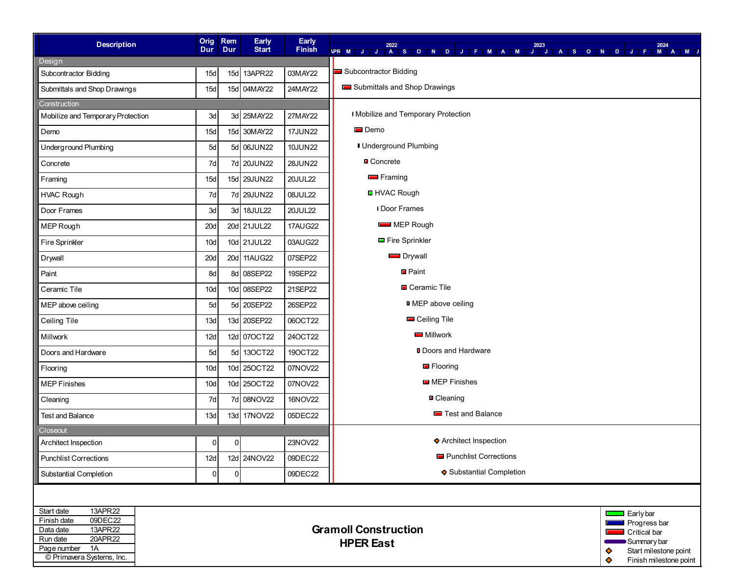| Description | Orig Dur | Rem Dur | Early Start | Early Finish |
|---|---|---|---|---|
| **Design** | | | | |
| Subcontractor Bidding | 15d | 15d | 13APR22 | 03MAY22 |
| Submittals and Shop Drawings | 15d | 15d | 04MAY22 | 24MAY22 |
| **Construction** | | | | |
| Mobilize and Temporary Protection | 3d | 3d | 25MAY22 | 27MAY22 |
| Demo | 15d | 15d | 30MAY22 | 17JUN22 |
| Underground Plumbing | 5d | 5d | 06JUN22 | 10JUN22 |
| Concrete | 7d | 7d | 20JUN22 | 28JUN22 |
| Framing | 15d | 15d | 29JUN22 | 20JUL22 |
| HVAC Rough | 7d | 7d | 29JUN22 | 08JUL22 |
| Door Frames | 3d | 3d | 18JUL22 | 20JUL22 |
| MEP Rough | 20d | 20d | 21JUL22 | 17AUG22 |
| Fire Sprinkler | 10d | 10d | 21JUL22 | 03AUG22 |
| Drywall | 20d | 20d | 11AUG22 | 07SEP22 |
| Paint | 8d | 8d | 08SEP22 | 19SEP22 |
| Ceramic Tile | 10d | 10d | 08SEP22 | 21SEP22 |
| MEP above ceiling | 5d | 5d | 20SEP22 | 26SEP22 |
| Ceiling Tile | 13d | 13d | 20SEP22 | 06OCT22 |
| Millwork | 12d | 12d | 07OCT22 | 24OCT22 |
| Doors and Hardware | 5d | 5d | 13OCT22 | 19OCT22 |
| Flooring | 10d | 10d | 25OCT22 | 07NOV22 |
| MEP Finishes | 10d | 10d | 25OCT22 | 07NOV22 |
| Cleaning | 7d | 7d | 08NOV22 | 16NOV22 |
| Test and Balance | 13d | 13d | 17NOV22 | 05DEC22 |
| **Closeout** | | | | |
| Architect Inspection | 0 | 0 | | 23NOV22 |
| Punchlist Corrections | 12d | 12d | 24NOV22 | 09DEC22 |
| Substantial Completion | 0 | 0 | | 09DEC22 |

| | |
|---|---|
| Start date | 13APR22 |
| Finish date | 09DEC22 |
| Data date | 13APR22 |
| Run date | 20APR22 |
| Page number | 1A |

© Primavera Systems, Inc.

**Gramoll Construction**
**HPER East**

Legend: Early bar; Progress bar; Critical bar; Summary bar; Start milestone point; Finish milestone point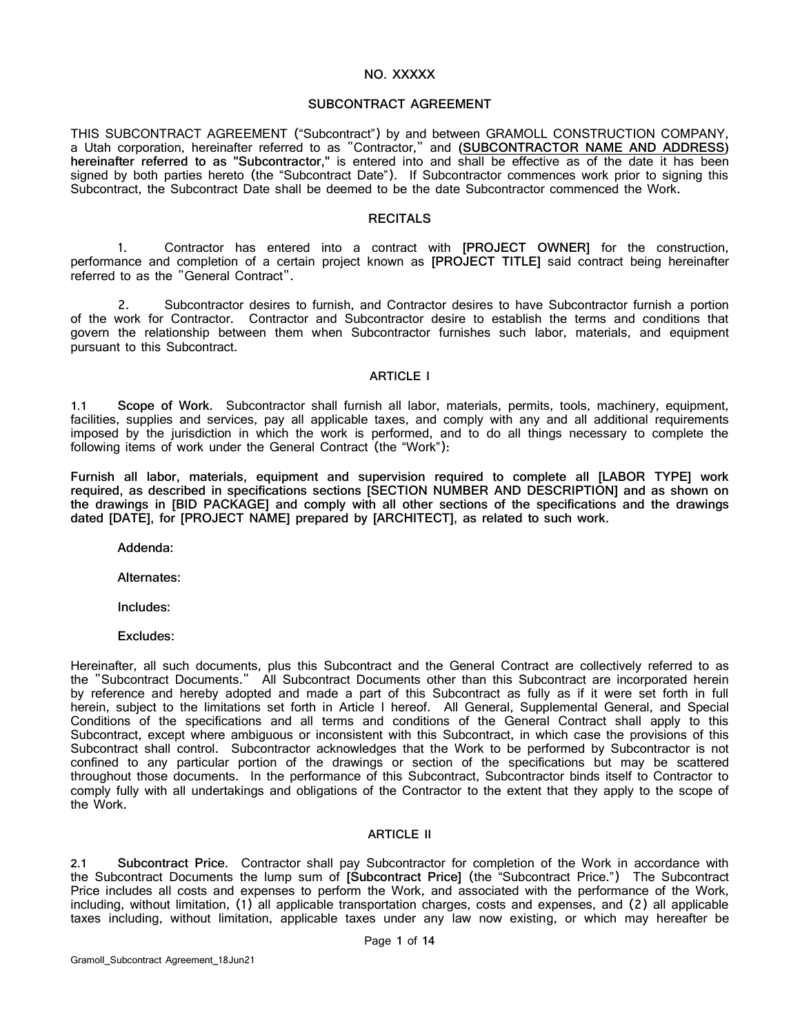NO. XXXXX

# SUBCONTRACT AGREEMENT

THIS SUBCONTRACT AGREEMENT ("Subcontract") by and between GRAMOLL CONSTRUCTION COMPANY, a Utah corporation, hereinafter referred to as "Contractor," and **(SUBCONTRACTOR NAME AND ADDRESS) hereinafter referred to as "Subcontractor,"** is entered into and shall be effective as of the date it has been signed by both parties hereto (the "Subcontract Date"). If Subcontractor commences work prior to signing this Subcontract, the Subcontract Date shall be deemed to be the date Subcontractor commenced the Work.

## RECITALS

1. Contractor has entered into a contract with **[PROJECT OWNER]** for the construction, performance and completion of a certain project known as **[PROJECT TITLE]** said contract being hereinafter referred to as the "General Contract".

2. Subcontractor desires to furnish, and Contractor desires to have Subcontractor furnish a portion of the work for Contractor. Contractor and Subcontractor desire to establish the terms and conditions that govern the relationship between them when Subcontractor furnishes such labor, materials, and equipment pursuant to this Subcontract.

## ARTICLE I

1.1 **Scope of Work.** Subcontractor shall furnish all labor, materials, permits, tools, machinery, equipment, facilities, supplies and services, pay all applicable taxes, and comply with any and all additional requirements imposed by the jurisdiction in which the work is performed, and to do all things necessary to complete the following items of work under the General Contract (the "Work"):

**Furnish all labor, materials, equipment and supervision required to complete all [LABOR TYPE] work required, as described in specifications sections [SECTION NUMBER AND DESCRIPTION] and as shown on the drawings in [BID PACKAGE] and comply with all other sections of the specifications and the drawings dated [DATE], for [PROJECT NAME] prepared by [ARCHITECT], as related to such work.**

**Addenda:**

**Alternates:**

**Includes:**

**Excludes:**

Hereinafter, all such documents, plus this Subcontract and the General Contract are collectively referred to as the "Subcontract Documents." All Subcontract Documents other than this Subcontract are incorporated herein by reference and hereby adopted and made a part of this Subcontract as fully as if it were set forth in full herein, subject to the limitations set forth in Article I hereof. All General, Supplemental General, and Special Conditions of the specifications and all terms and conditions of the General Contract shall apply to this Subcontract, except where ambiguous or inconsistent with this Subcontract, in which case the provisions of this Subcontract shall control. Subcontractor acknowledges that the Work to be performed by Subcontractor is not confined to any particular portion of the drawings or section of the specifications but may be scattered throughout those documents. In the performance of this Subcontract, Subcontractor binds itself to Contractor to comply fully with all undertakings and obligations of the Contractor to the extent that they apply to the scope of the Work.

## ARTICLE II

2.1 **Subcontract Price.** Contractor shall pay Subcontractor for completion of the Work in accordance with the Subcontract Documents the lump sum of **[Subcontract Price]** (the "Subcontract Price.") The Subcontract Price includes all costs and expenses to perform the Work, and associated with the performance of the Work, including, without limitation, (1) all applicable transportation charges, costs and expenses, and (2) all applicable taxes including, without limitation, applicable taxes under any law now existing, or which may hereafter be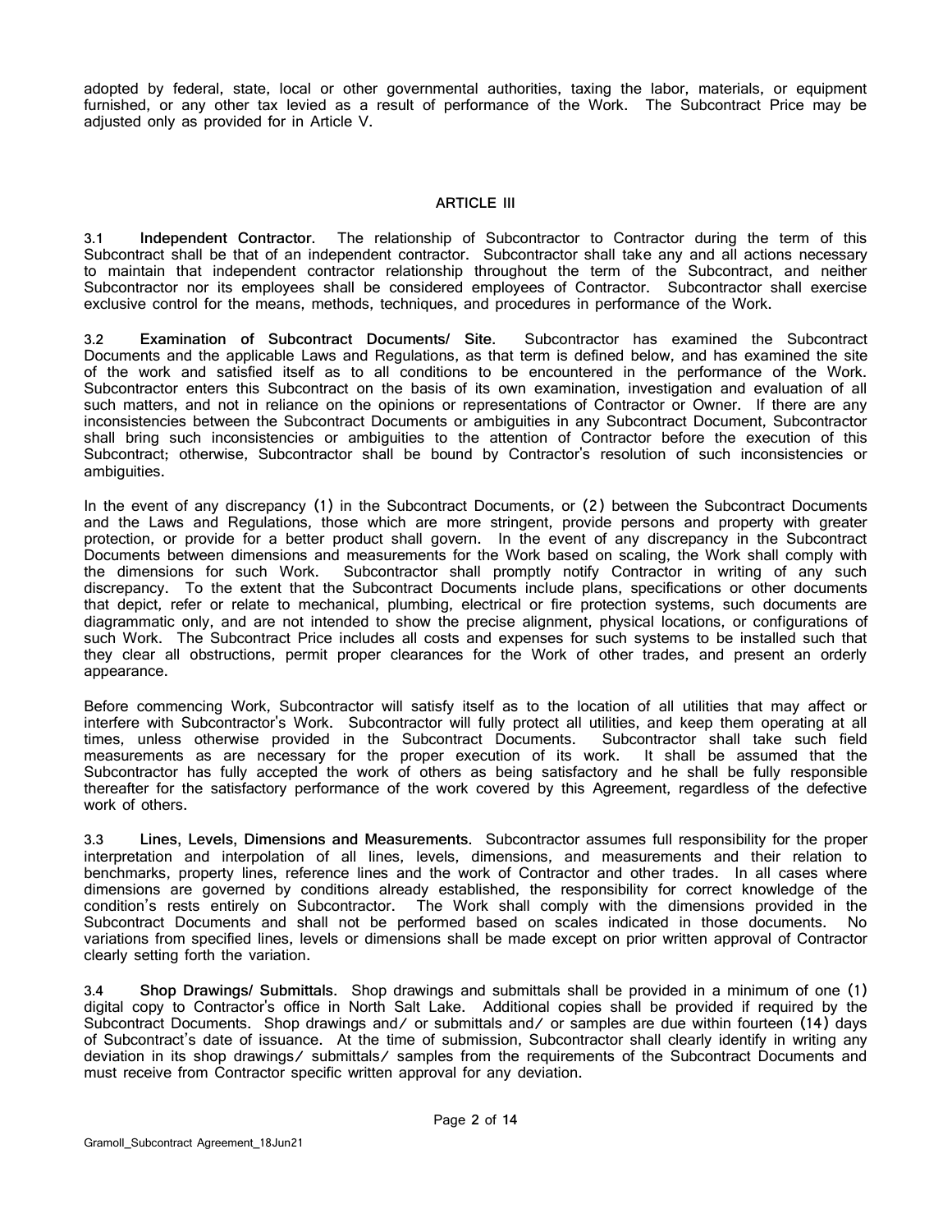adopted by federal, state, local or other governmental authorities, taxing the labor, materials, or equipment furnished, or any other tax levied as a result of performance of the Work. The Subcontract Price may be adjusted only as provided for in Article V.

## ARTICLE III

**3.1 Independent Contractor.** The relationship of Subcontractor to Contractor during the term of this Subcontract shall be that of an independent contractor. Subcontractor shall take any and all actions necessary to maintain that independent contractor relationship throughout the term of the Subcontract, and neither Subcontractor nor its employees shall be considered employees of Contractor. Subcontractor shall exercise exclusive control for the means, methods, techniques, and procedures in performance of the Work.

**3.2 Examination of Subcontract Documents/ Site.** Subcontractor has examined the Subcontract Documents and the applicable Laws and Regulations, as that term is defined below, and has examined the site of the work and satisfied itself as to all conditions to be encountered in the performance of the Work. Subcontractor enters this Subcontract on the basis of its own examination, investigation and evaluation of all such matters, and not in reliance on the opinions or representations of Contractor or Owner. If there are any inconsistencies between the Subcontract Documents or ambiguities in any Subcontract Document, Subcontractor shall bring such inconsistencies or ambiguities to the attention of Contractor before the execution of this Subcontract; otherwise, Subcontractor shall be bound by Contractor's resolution of such inconsistencies or ambiguities.

In the event of any discrepancy (1) in the Subcontract Documents, or (2) between the Subcontract Documents and the Laws and Regulations, those which are more stringent, provide persons and property with greater protection, or provide for a better product shall govern. In the event of any discrepancy in the Subcontract Documents between dimensions and measurements for the Work based on scaling, the Work shall comply with the dimensions for such Work. Subcontractor shall promptly notify Contractor in writing of any such discrepancy. To the extent that the Subcontract Documents include plans, specifications or other documents that depict, refer or relate to mechanical, plumbing, electrical or fire protection systems, such documents are diagrammatic only, and are not intended to show the precise alignment, physical locations, or configurations of such Work. The Subcontract Price includes all costs and expenses for such systems to be installed such that they clear all obstructions, permit proper clearances for the Work of other trades, and present an orderly appearance.

Before commencing Work, Subcontractor will satisfy itself as to the location of all utilities that may affect or interfere with Subcontractor's Work. Subcontractor will fully protect all utilities, and keep them operating at all times, unless otherwise provided in the Subcontract Documents. Subcontractor shall take such field measurements as are necessary for the proper execution of its work. It shall be assumed that the Subcontractor has fully accepted the work of others as being satisfactory and he shall be fully responsible thereafter for the satisfactory performance of the work covered by this Agreement, regardless of the defective work of others.

**3.3 Lines, Levels, Dimensions and Measurements.** Subcontractor assumes full responsibility for the proper interpretation and interpolation of all lines, levels, dimensions, and measurements and their relation to benchmarks, property lines, reference lines and the work of Contractor and other trades. In all cases where dimensions are governed by conditions already established, the responsibility for correct knowledge of the condition's rests entirely on Subcontractor. The Work shall comply with the dimensions provided in the Subcontract Documents and shall not be performed based on scales indicated in those documents. No variations from specified lines, levels or dimensions shall be made except on prior written approval of Contractor clearly setting forth the variation.

**3.4 Shop Drawings/ Submittals.** Shop drawings and submittals shall be provided in a minimum of one (1) digital copy to Contractor's office in North Salt Lake. Additional copies shall be provided if required by the Subcontract Documents. Shop drawings and/ or submittals and/ or samples are due within fourteen (14) days of Subcontract's date of issuance. At the time of submission, Subcontractor shall clearly identify in writing any deviation in its shop drawings/ submittals/ samples from the requirements of the Subcontract Documents and must receive from Contractor specific written approval for any deviation.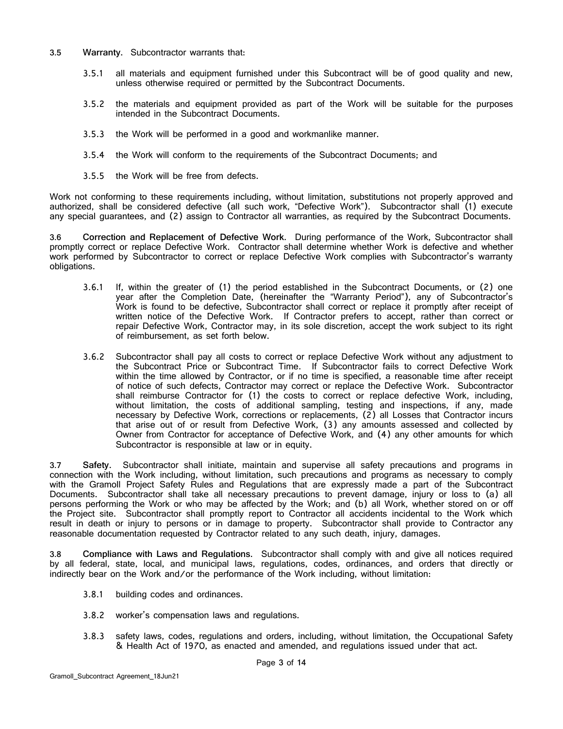**3.5 Warranty.** Subcontractor warrants that:

3.5.1 all materials and equipment furnished under this Subcontract will be of good quality and new, unless otherwise required or permitted by the Subcontract Documents.

3.5.2 the materials and equipment provided as part of the Work will be suitable for the purposes intended in the Subcontract Documents.

3.5.3 the Work will be performed in a good and workmanlike manner.

3.5.4 the Work will conform to the requirements of the Subcontract Documents; and

3.5.5 the Work will be free from defects.

Work not conforming to these requirements including, without limitation, substitutions not properly approved and authorized, shall be considered defective (all such work, "Defective Work"). Subcontractor shall (1) execute any special guarantees, and (2) assign to Contractor all warranties, as required by the Subcontract Documents.

**3.6 Correction and Replacement of Defective Work.** During performance of the Work, Subcontractor shall promptly correct or replace Defective Work. Contractor shall determine whether Work is defective and whether work performed by Subcontractor to correct or replace Defective Work complies with Subcontractor's warranty obligations.

3.6.1 If, within the greater of (1) the period established in the Subcontract Documents, or (2) one year after the Completion Date, (hereinafter the "Warranty Period"), any of Subcontractor's Work is found to be defective, Subcontractor shall correct or replace it promptly after receipt of written notice of the Defective Work. If Contractor prefers to accept, rather than correct or repair Defective Work, Contractor may, in its sole discretion, accept the work subject to its right of reimbursement, as set forth below.

3.6.2 Subcontractor shall pay all costs to correct or replace Defective Work without any adjustment to the Subcontract Price or Subcontract Time. If Subcontractor fails to correct Defective Work within the time allowed by Contractor, or if no time is specified, a reasonable time after receipt of notice of such defects, Contractor may correct or replace the Defective Work. Subcontractor shall reimburse Contractor for (1) the costs to correct or replace defective Work, including, without limitation, the costs of additional sampling, testing and inspections, if any, made necessary by Defective Work, corrections or replacements, (2) all Losses that Contractor incurs that arise out of or result from Defective Work, (3) any amounts assessed and collected by Owner from Contractor for acceptance of Defective Work, and (4) any other amounts for which Subcontractor is responsible at law or in equity.

**3.7 Safety.** Subcontractor shall initiate, maintain and supervise all safety precautions and programs in connection with the Work including, without limitation, such precautions and programs as necessary to comply with the Gramoll Project Safety Rules and Regulations that are expressly made a part of the Subcontract Documents. Subcontractor shall take all necessary precautions to prevent damage, injury or loss to (a) all persons performing the Work or who may be affected by the Work; and (b) all Work, whether stored on or off the Project site. Subcontractor shall promptly report to Contractor all accidents incidental to the Work which result in death or injury to persons or in damage to property. Subcontractor shall provide to Contractor any reasonable documentation requested by Contractor related to any such death, injury, damages.

**3.8 Compliance with Laws and Regulations.** Subcontractor shall comply with and give all notices required by all federal, state, local, and municipal laws, regulations, codes, ordinances, and orders that directly or indirectly bear on the Work and/or the performance of the Work including, without limitation:

3.8.1 building codes and ordinances.

3.8.2 worker's compensation laws and regulations.

3.8.3 safety laws, codes, regulations and orders, including, without limitation, the Occupational Safety & Health Act of 1970, as enacted and amended, and regulations issued under that act.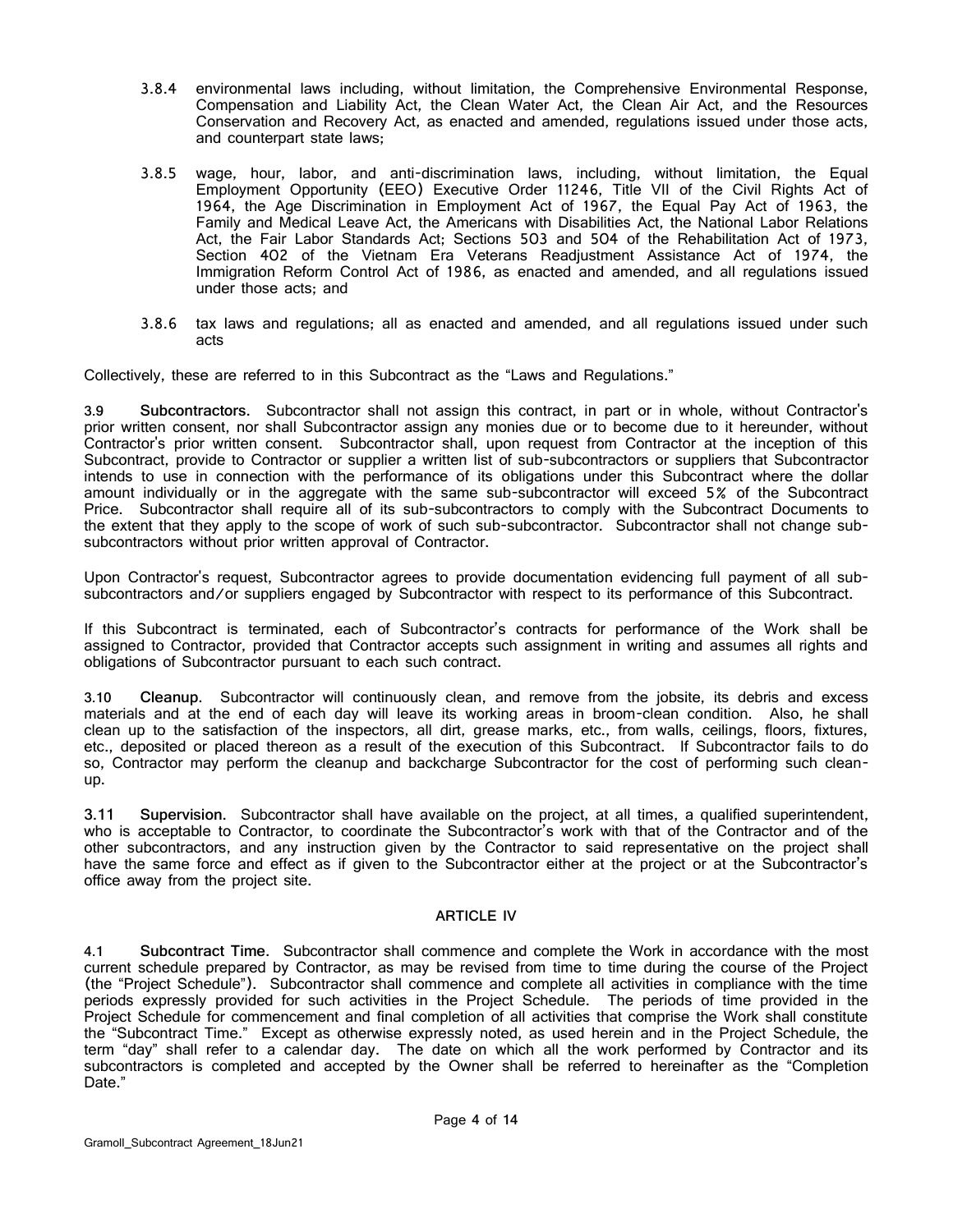3.8.4 environmental laws including, without limitation, the Comprehensive Environmental Response, Compensation and Liability Act, the Clean Water Act, the Clean Air Act, and the Resources Conservation and Recovery Act, as enacted and amended, regulations issued under those acts, and counterpart state laws;

3.8.5 wage, hour, labor, and anti-discrimination laws, including, without limitation, the Equal Employment Opportunity (EEO) Executive Order 11246, Title VII of the Civil Rights Act of 1964, the Age Discrimination in Employment Act of 1967, the Equal Pay Act of 1963, the Family and Medical Leave Act, the Americans with Disabilities Act, the National Labor Relations Act, the Fair Labor Standards Act; Sections 503 and 504 of the Rehabilitation Act of 1973, Section 402 of the Vietnam Era Veterans Readjustment Assistance Act of 1974, the Immigration Reform Control Act of 1986, as enacted and amended, and all regulations issued under those acts; and

3.8.6 tax laws and regulations; all as enacted and amended, and all regulations issued under such acts

Collectively, these are referred to in this Subcontract as the "Laws and Regulations."

3.9 **Subcontractors.** Subcontractor shall not assign this contract, in part or in whole, without Contractor's prior written consent, nor shall Subcontractor assign any monies due or to become due to it hereunder, without Contractor's prior written consent. Subcontractor shall, upon request from Contractor at the inception of this Subcontract, provide to Contractor or supplier a written list of sub-subcontractors or suppliers that Subcontractor intends to use in connection with the performance of its obligations under this Subcontract where the dollar amount individually or in the aggregate with the same sub-subcontractor will exceed 5% of the Subcontract Price. Subcontractor shall require all of its sub-subcontractors to comply with the Subcontract Documents to the extent that they apply to the scope of work of such sub-subcontractor. Subcontractor shall not change sub-subcontractors without prior written approval of Contractor.

Upon Contractor's request, Subcontractor agrees to provide documentation evidencing full payment of all sub-subcontractors and/or suppliers engaged by Subcontractor with respect to its performance of this Subcontract.

If this Subcontract is terminated, each of Subcontractor's contracts for performance of the Work shall be assigned to Contractor, provided that Contractor accepts such assignment in writing and assumes all rights and obligations of Subcontractor pursuant to each such contract.

3.10 **Cleanup.** Subcontractor will continuously clean, and remove from the jobsite, its debris and excess materials and at the end of each day will leave its working areas in broom-clean condition. Also, he shall clean up to the satisfaction of the inspectors, all dirt, grease marks, etc., from walls, ceilings, floors, fixtures, etc., deposited or placed thereon as a result of the execution of this Subcontract. If Subcontractor fails to do so, Contractor may perform the cleanup and backcharge Subcontractor for the cost of performing such clean-up.

3.11 **Supervision.** Subcontractor shall have available on the project, at all times, a qualified superintendent, who is acceptable to Contractor, to coordinate the Subcontractor's work with that of the Contractor and of the other subcontractors, and any instruction given by the Contractor to said representative on the project shall have the same force and effect as if given to the Subcontractor either at the project or at the Subcontractor's office away from the project site.

## ARTICLE IV

4.1 **Subcontract Time.** Subcontractor shall commence and complete the Work in accordance with the most current schedule prepared by Contractor, as may be revised from time to time during the course of the Project (the "Project Schedule"). Subcontractor shall commence and complete all activities in compliance with the time periods expressly provided for such activities in the Project Schedule. The periods of time provided in the Project Schedule for commencement and final completion of all activities that comprise the Work shall constitute the "Subcontract Time." Except as otherwise expressly noted, as used herein and in the Project Schedule, the term "day" shall refer to a calendar day. The date on which all the work performed by Contractor and its subcontractors is completed and accepted by the Owner shall be referred to hereinafter as the "Completion Date."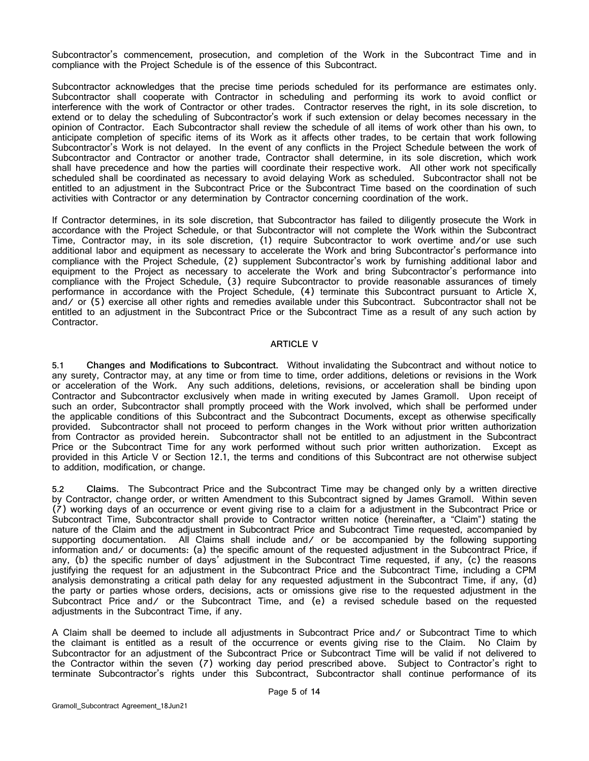Subcontractor's commencement, prosecution, and completion of the Work in the Subcontract Time and in compliance with the Project Schedule is of the essence of this Subcontract.

Subcontractor acknowledges that the precise time periods scheduled for its performance are estimates only. Subcontractor shall cooperate with Contractor in scheduling and performing its work to avoid conflict or interference with the work of Contractor or other trades. Contractor reserves the right, in its sole discretion, to extend or to delay the scheduling of Subcontractor's work if such extension or delay becomes necessary in the opinion of Contractor. Each Subcontractor shall review the schedule of all items of work other than his own, to anticipate completion of specific items of its Work as it affects other trades, to be certain that work following Subcontractor's Work is not delayed. In the event of any conflicts in the Project Schedule between the work of Subcontractor and Contractor or another trade, Contractor shall determine, in its sole discretion, which work shall have precedence and how the parties will coordinate their respective work. All other work not specifically scheduled shall be coordinated as necessary to avoid delaying Work as scheduled. Subcontractor shall not be entitled to an adjustment in the Subcontract Price or the Subcontract Time based on the coordination of such activities with Contractor or any determination by Contractor concerning coordination of the work.

If Contractor determines, in its sole discretion, that Subcontractor has failed to diligently prosecute the Work in accordance with the Project Schedule, or that Subcontractor will not complete the Work within the Subcontract Time, Contractor may, in its sole discretion, (1) require Subcontractor to work overtime and/or use such additional labor and equipment as necessary to accelerate the Work and bring Subcontractor's performance into compliance with the Project Schedule, (2) supplement Subcontractor's work by furnishing additional labor and equipment to the Project as necessary to accelerate the Work and bring Subcontractor's performance into compliance with the Project Schedule, (3) require Subcontractor to provide reasonable assurances of timely performance in accordance with the Project Schedule, (4) terminate this Subcontract pursuant to Article X, and/ or (5) exercise all other rights and remedies available under this Subcontract. Subcontractor shall not be entitled to an adjustment in the Subcontract Price or the Subcontract Time as a result of any such action by Contractor.

## ARTICLE V

**5.1 Changes and Modifications to Subcontract.** Without invalidating the Subcontract and without notice to any surety, Contractor may, at any time or from time to time, order additions, deletions or revisions in the Work or acceleration of the Work. Any such additions, deletions, revisions, or acceleration shall be binding upon Contractor and Subcontractor exclusively when made in writing executed by James Gramoll. Upon receipt of such an order, Subcontractor shall promptly proceed with the Work involved, which shall be performed under the applicable conditions of this Subcontract and the Subcontract Documents, except as otherwise specifically provided. Subcontractor shall not proceed to perform changes in the Work without prior written authorization from Contractor as provided herein. Subcontractor shall not be entitled to an adjustment in the Subcontract Price or the Subcontract Time for any work performed without such prior written authorization. Except as provided in this Article V or Section 12.1, the terms and conditions of this Subcontract are not otherwise subject to addition, modification, or change.

**5.2 Claims.** The Subcontract Price and the Subcontract Time may be changed only by a written directive by Contractor, change order, or written Amendment to this Subcontract signed by James Gramoll. Within seven (7) working days of an occurrence or event giving rise to a claim for a adjustment in the Subcontract Price or Subcontract Time, Subcontractor shall provide to Contractor written notice (hereinafter, a "Claim") stating the nature of the Claim and the adjustment in Subcontract Price and Subcontract Time requested, accompanied by supporting documentation. All Claims shall include and/ or be accompanied by the following supporting information and/ or documents: (a) the specific amount of the requested adjustment in the Subcontract Price, if any, (b) the specific number of days' adjustment in the Subcontract Time requested, if any, (c) the reasons justifying the request for an adjustment in the Subcontract Price and the Subcontract Time, including a CPM analysis demonstrating a critical path delay for any requested adjustment in the Subcontract Time, if any, (d) the party or parties whose orders, decisions, acts or omissions give rise to the requested adjustment in the Subcontract Price and/ or the Subcontract Time, and (e) a revised schedule based on the requested adjustments in the Subcontract Time, if any.

A Claim shall be deemed to include all adjustments in Subcontract Price and/ or Subcontract Time to which the claimant is entitled as a result of the occurrence or events giving rise to the Claim. No Claim by Subcontractor for an adjustment of the Subcontract Price or Subcontract Time will be valid if not delivered to the Contractor within the seven (7) working day period prescribed above. Subject to Contractor's right to terminate Subcontractor's rights under this Subcontract, Subcontractor shall continue performance of its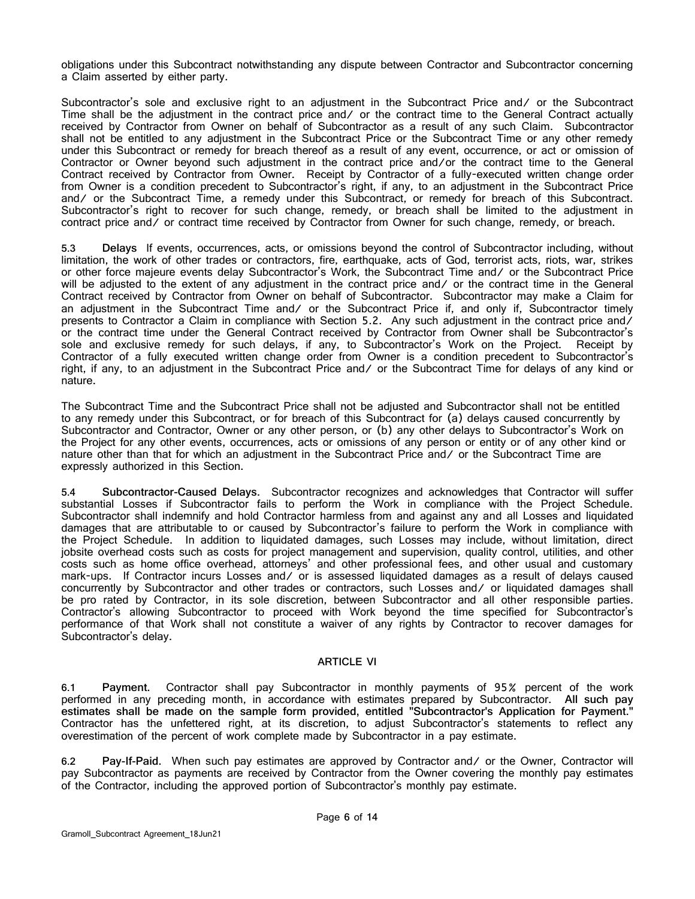obligations under this Subcontract notwithstanding any dispute between Contractor and Subcontractor concerning a Claim asserted by either party.

Subcontractor's sole and exclusive right to an adjustment in the Subcontract Price and/ or the Subcontract Time shall be the adjustment in the contract price and/ or the contract time to the General Contract actually received by Contractor from Owner on behalf of Subcontractor as a result of any such Claim. Subcontractor shall not be entitled to any adjustment in the Subcontract Price or the Subcontract Time or any other remedy under this Subcontract or remedy for breach thereof as a result of any event, occurrence, or act or omission of Contractor or Owner beyond such adjustment in the contract price and/or the contract time to the General Contract received by Contractor from Owner. Receipt by Contractor of a fully-executed written change order from Owner is a condition precedent to Subcontractor's right, if any, to an adjustment in the Subcontract Price and/ or the Subcontract Time, a remedy under this Subcontract, or remedy for breach of this Subcontract. Subcontractor's right to recover for such change, remedy, or breach shall be limited to the adjustment in contract price and/ or contract time received by Contractor from Owner for such change, remedy, or breach.

5.3 **Delays** If events, occurrences, acts, or omissions beyond the control of Subcontractor including, without limitation, the work of other trades or contractors, fire, earthquake, acts of God, terrorist acts, riots, war, strikes or other force majeure events delay Subcontractor's Work, the Subcontract Time and/ or the Subcontract Price will be adjusted to the extent of any adjustment in the contract price and/ or the contract time in the General Contract received by Contractor from Owner on behalf of Subcontractor. Subcontractor may make a Claim for an adjustment in the Subcontract Time and/ or the Subcontract Price if, and only if, Subcontractor timely presents to Contractor a Claim in compliance with Section 5.2. Any such adjustment in the contract price and/ or the contract time under the General Contract received by Contractor from Owner shall be Subcontractor's sole and exclusive remedy for such delays, if any, to Subcontractor's Work on the Project. Receipt by Contractor of a fully executed written change order from Owner is a condition precedent to Subcontractor's right, if any, to an adjustment in the Subcontract Price and/ or the Subcontract Time for delays of any kind or nature.

The Subcontract Time and the Subcontract Price shall not be adjusted and Subcontractor shall not be entitled to any remedy under this Subcontract, or for breach of this Subcontract for (a) delays caused concurrently by Subcontractor and Contractor, Owner or any other person, or (b) any other delays to Subcontractor's Work on the Project for any other events, occurrences, acts or omissions of any person or entity or of any other kind or nature other than that for which an adjustment in the Subcontract Price and/ or the Subcontract Time are expressly authorized in this Section.

5.4 **Subcontractor-Caused Delays.** Subcontractor recognizes and acknowledges that Contractor will suffer substantial Losses if Subcontractor fails to perform the Work in compliance with the Project Schedule. Subcontractor shall indemnify and hold Contractor harmless from and against any and all Losses and liquidated damages that are attributable to or caused by Subcontractor's failure to perform the Work in compliance with the Project Schedule. In addition to liquidated damages, such Losses may include, without limitation, direct jobsite overhead costs such as costs for project management and supervision, quality control, utilities, and other costs such as home office overhead, attorneys' and other professional fees, and other usual and customary mark-ups. If Contractor incurs Losses and/ or is assessed liquidated damages as a result of delays caused concurrently by Subcontractor and other trades or contractors, such Losses and/ or liquidated damages shall be pro rated by Contractor, in its sole discretion, between Subcontractor and all other responsible parties. Contractor's allowing Subcontractor to proceed with Work beyond the time specified for Subcontractor's performance of that Work shall not constitute a waiver of any rights by Contractor to recover damages for Subcontractor's delay.

## ARTICLE VI

6.1 **Payment.** Contractor shall pay Subcontractor in monthly payments of 95% percent of the work performed in any preceding month, in accordance with estimates prepared by Subcontractor. **All such pay estimates shall be made on the sample form provided, entitled "Subcontractor's Application for Payment."** Contractor has the unfettered right, at its discretion, to adjust Subcontractor's statements to reflect any overestimation of the percent of work complete made by Subcontractor in a pay estimate.

6.2 **Pay-If-Paid.** When such pay estimates are approved by Contractor and/ or the Owner, Contractor will pay Subcontractor as payments are received by Contractor from the Owner covering the monthly pay estimates of the Contractor, including the approved portion of Subcontractor's monthly pay estimate.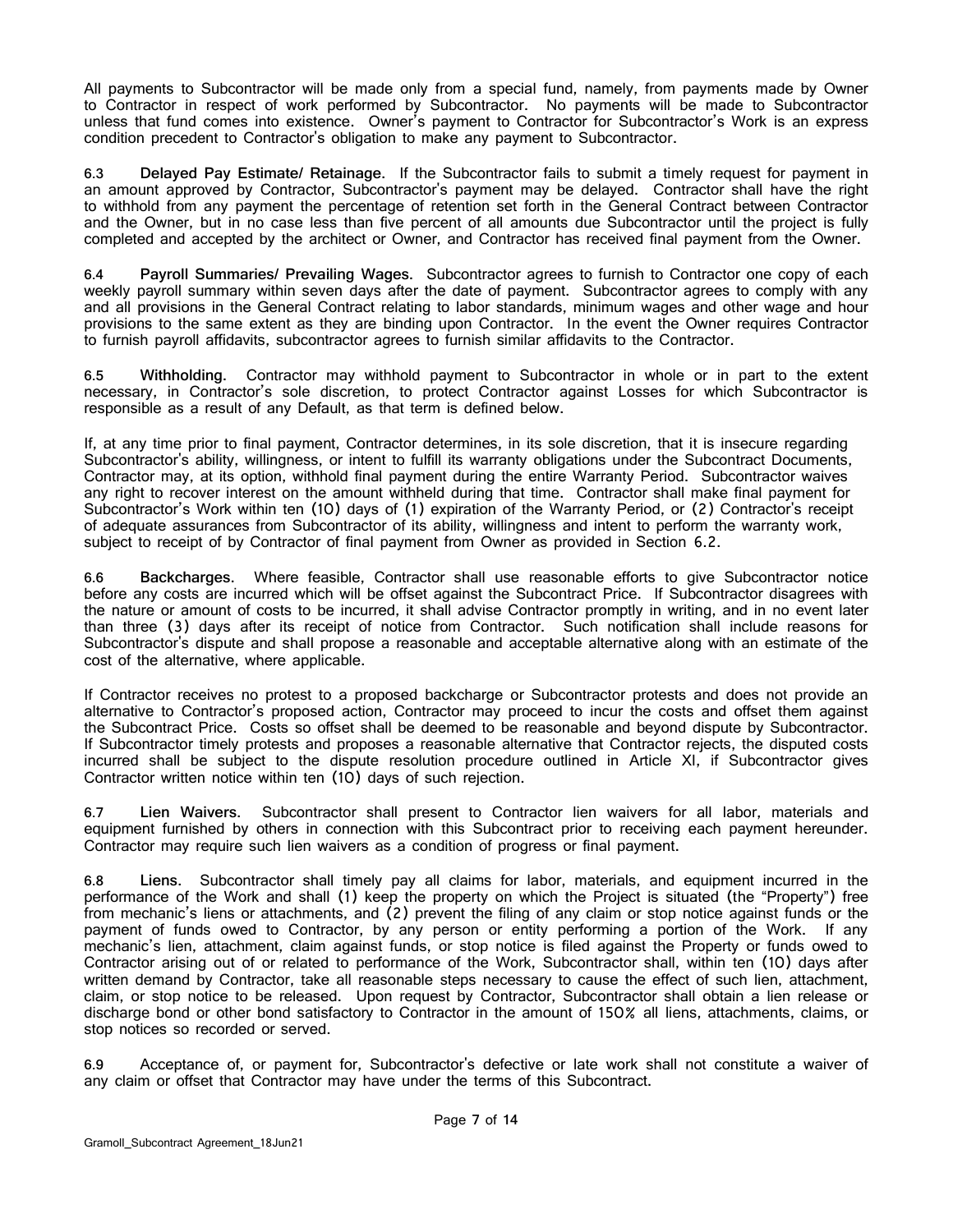All payments to Subcontractor will be made only from a special fund, namely, from payments made by Owner to Contractor in respect of work performed by Subcontractor. No payments will be made to Subcontractor unless that fund comes into existence. Owner's payment to Contractor for Subcontractor's Work is an express condition precedent to Contractor's obligation to make any payment to Subcontractor.

**6.3 Delayed Pay Estimate/ Retainage.** If the Subcontractor fails to submit a timely request for payment in an amount approved by Contractor, Subcontractor's payment may be delayed. Contractor shall have the right to withhold from any payment the percentage of retention set forth in the General Contract between Contractor and the Owner, but in no case less than five percent of all amounts due Subcontractor until the project is fully completed and accepted by the architect or Owner, and Contractor has received final payment from the Owner.

**6.4 Payroll Summaries/ Prevailing Wages.** Subcontractor agrees to furnish to Contractor one copy of each weekly payroll summary within seven days after the date of payment. Subcontractor agrees to comply with any and all provisions in the General Contract relating to labor standards, minimum wages and other wage and hour provisions to the same extent as they are binding upon Contractor. In the event the Owner requires Contractor to furnish payroll affidavits, subcontractor agrees to furnish similar affidavits to the Contractor.

**6.5 Withholding.** Contractor may withhold payment to Subcontractor in whole or in part to the extent necessary, in Contractor's sole discretion, to protect Contractor against Losses for which Subcontractor is responsible as a result of any Default, as that term is defined below.

If, at any time prior to final payment, Contractor determines, in its sole discretion, that it is insecure regarding Subcontractor's ability, willingness, or intent to fulfill its warranty obligations under the Subcontract Documents, Contractor may, at its option, withhold final payment during the entire Warranty Period. Subcontractor waives any right to recover interest on the amount withheld during that time. Contractor shall make final payment for Subcontractor's Work within ten (10) days of (1) expiration of the Warranty Period, or (2) Contractor's receipt of adequate assurances from Subcontractor of its ability, willingness and intent to perform the warranty work, subject to receipt of by Contractor of final payment from Owner as provided in Section 6.2.

**6.6 Backcharges.** Where feasible, Contractor shall use reasonable efforts to give Subcontractor notice before any costs are incurred which will be offset against the Subcontract Price. If Subcontractor disagrees with the nature or amount of costs to be incurred, it shall advise Contractor promptly in writing, and in no event later than three (3) days after its receipt of notice from Contractor. Such notification shall include reasons for Subcontractor's dispute and shall propose a reasonable and acceptable alternative along with an estimate of the cost of the alternative, where applicable.

If Contractor receives no protest to a proposed backcharge or Subcontractor protests and does not provide an alternative to Contractor's proposed action, Contractor may proceed to incur the costs and offset them against the Subcontract Price. Costs so offset shall be deemed to be reasonable and beyond dispute by Subcontractor. If Subcontractor timely protests and proposes a reasonable alternative that Contractor rejects, the disputed costs incurred shall be subject to the dispute resolution procedure outlined in Article XI, if Subcontractor gives Contractor written notice within ten (10) days of such rejection.

**6.7 Lien Waivers.** Subcontractor shall present to Contractor lien waivers for all labor, materials and equipment furnished by others in connection with this Subcontract prior to receiving each payment hereunder. Contractor may require such lien waivers as a condition of progress or final payment.

**6.8 Liens.** Subcontractor shall timely pay all claims for labor, materials, and equipment incurred in the performance of the Work and shall (1) keep the property on which the Project is situated (the "Property") free from mechanic's liens or attachments, and (2) prevent the filing of any claim or stop notice against funds or the payment of funds owed to Contractor, by any person or entity performing a portion of the Work. If any mechanic's lien, attachment, claim against funds, or stop notice is filed against the Property or funds owed to Contractor arising out of or related to performance of the Work, Subcontractor shall, within ten (10) days after written demand by Contractor, take all reasonable steps necessary to cause the effect of such lien, attachment, claim, or stop notice to be released. Upon request by Contractor, Subcontractor shall obtain a lien release or discharge bond or other bond satisfactory to Contractor in the amount of 150% all liens, attachments, claims, or stop notices so recorded or served.

6.9 Acceptance of, or payment for, Subcontractor's defective or late work shall not constitute a waiver of any claim or offset that Contractor may have under the terms of this Subcontract.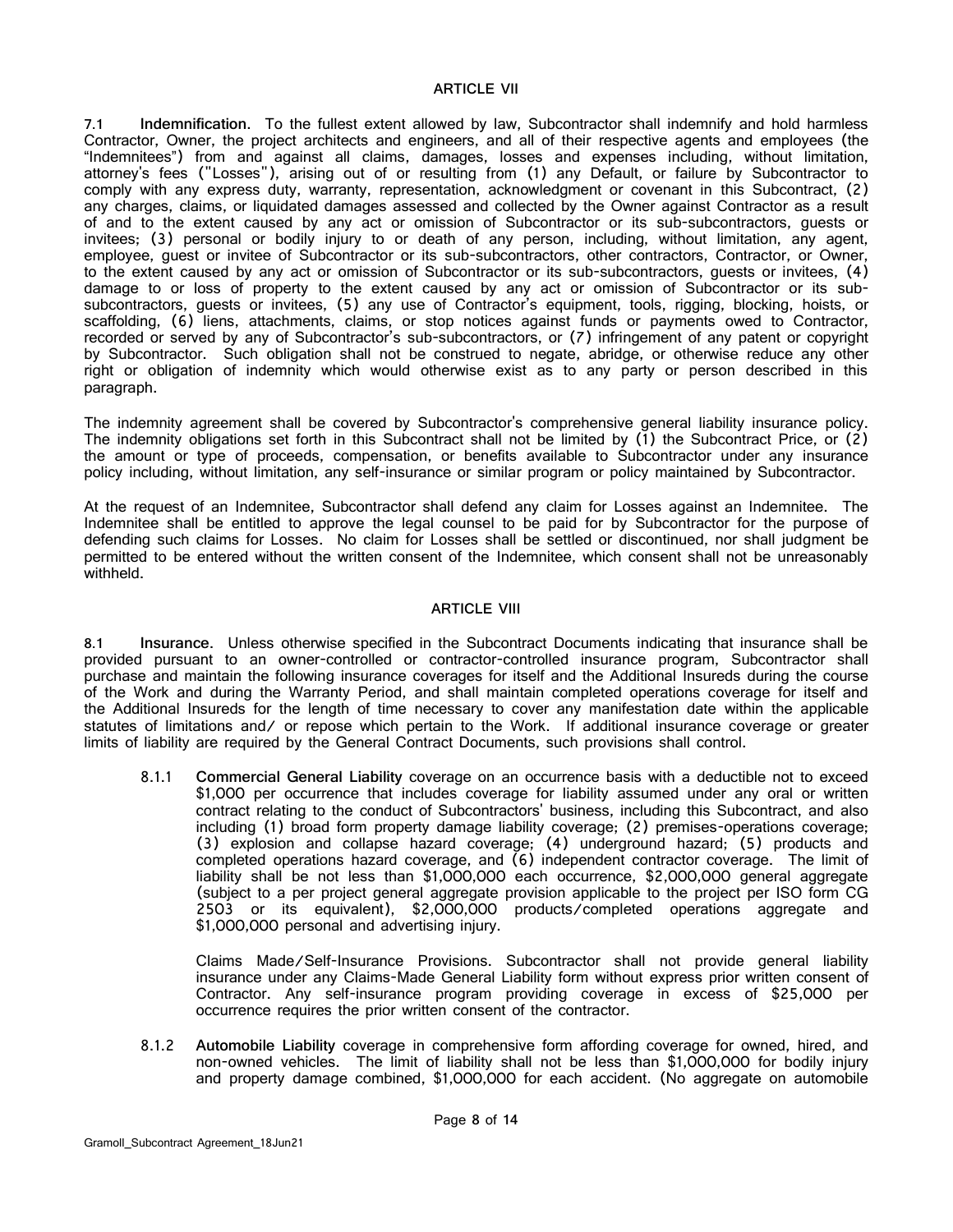## ARTICLE VII

7.1 **Indemnification**. To the fullest extent allowed by law, Subcontractor shall indemnify and hold harmless Contractor, Owner, the project architects and engineers, and all of their respective agents and employees (the "Indemnitees") from and against all claims, damages, losses and expenses including, without limitation, attorney's fees ("Losses"), arising out of or resulting from (1) any Default, or failure by Subcontractor to comply with any express duty, warranty, representation, acknowledgment or covenant in this Subcontract, (2) any charges, claims, or liquidated damages assessed and collected by the Owner against Contractor as a result of and to the extent caused by any act or omission of Subcontractor or its sub-subcontractors, guests or invitees; (3) personal or bodily injury to or death of any person, including, without limitation, any agent, employee, guest or invitee of Subcontractor or its sub-subcontractors, other contractors, Contractor, or Owner, to the extent caused by any act or omission of Subcontractor or its sub-subcontractors, guests or invitees, (4) damage to or loss of property to the extent caused by any act or omission of Subcontractor or its sub-subcontractors, guests or invitees, (5) any use of Contractor's equipment, tools, rigging, blocking, hoists, or scaffolding, (6) liens, attachments, claims, or stop notices against funds or payments owed to Contractor, recorded or served by any of Subcontractor's sub-subcontractors, or (7) infringement of any patent or copyright by Subcontractor. Such obligation shall not be construed to negate, abridge, or otherwise reduce any other right or obligation of indemnity which would otherwise exist as to any party or person described in this paragraph.

The indemnity agreement shall be covered by Subcontractor's comprehensive general liability insurance policy. The indemnity obligations set forth in this Subcontract shall not be limited by (1) the Subcontract Price, or (2) the amount or type of proceeds, compensation, or benefits available to Subcontractor under any insurance policy including, without limitation, any self-insurance or similar program or policy maintained by Subcontractor.

At the request of an Indemnitee, Subcontractor shall defend any claim for Losses against an Indemnitee. The Indemnitee shall be entitled to approve the legal counsel to be paid for by Subcontractor for the purpose of defending such claims for Losses. No claim for Losses shall be settled or discontinued, nor shall judgment be permitted to be entered without the written consent of the Indemnitee, which consent shall not be unreasonably withheld.

## ARTICLE VIII

8.1 **Insurance**. Unless otherwise specified in the Subcontract Documents indicating that insurance shall be provided pursuant to an owner-controlled or contractor-controlled insurance program, Subcontractor shall purchase and maintain the following insurance coverages for itself and the Additional Insureds during the course of the Work and during the Warranty Period, and shall maintain completed operations coverage for itself and the Additional Insureds for the length of time necessary to cover any manifestation date within the applicable statutes of limitations and/ or repose which pertain to the Work. If additional insurance coverage or greater limits of liability are required by the General Contract Documents, such provisions shall control.

8.1.1 **Commercial General Liability** coverage on an occurrence basis with a deductible not to exceed $1,000 per occurrence that includes coverage for liability assumed under any oral or written contract relating to the conduct of Subcontractors' business, including this Subcontract, and also including (1) broad form property damage liability coverage; (2) premises-operations coverage; (3) explosion and collapse hazard coverage; (4) underground hazard; (5) products and completed operations hazard coverage, and (6) independent contractor coverage. The limit of liability shall be not less than $1,000,000 each occurrence, $2,000,000 general aggregate (subject to a per project general aggregate provision applicable to the project per ISO form CG 2503 or its equivalent), $2,000,000 products/completed operations aggregate and $1,000,000 personal and advertising injury.

Claims Made/Self-Insurance Provisions. Subcontractor shall not provide general liability insurance under any Claims-Made General Liability form without express prior written consent of Contractor. Any self-insurance program providing coverage in excess of $25,000 per occurrence requires the prior written consent of the contractor.

8.1.2 **Automobile Liability** coverage in comprehensive form affording coverage for owned, hired, and non-owned vehicles. The limit of liability shall not be less than $1,000,000 for bodily injury and property damage combined, $1,000,000 for each accident. (No aggregate on automobile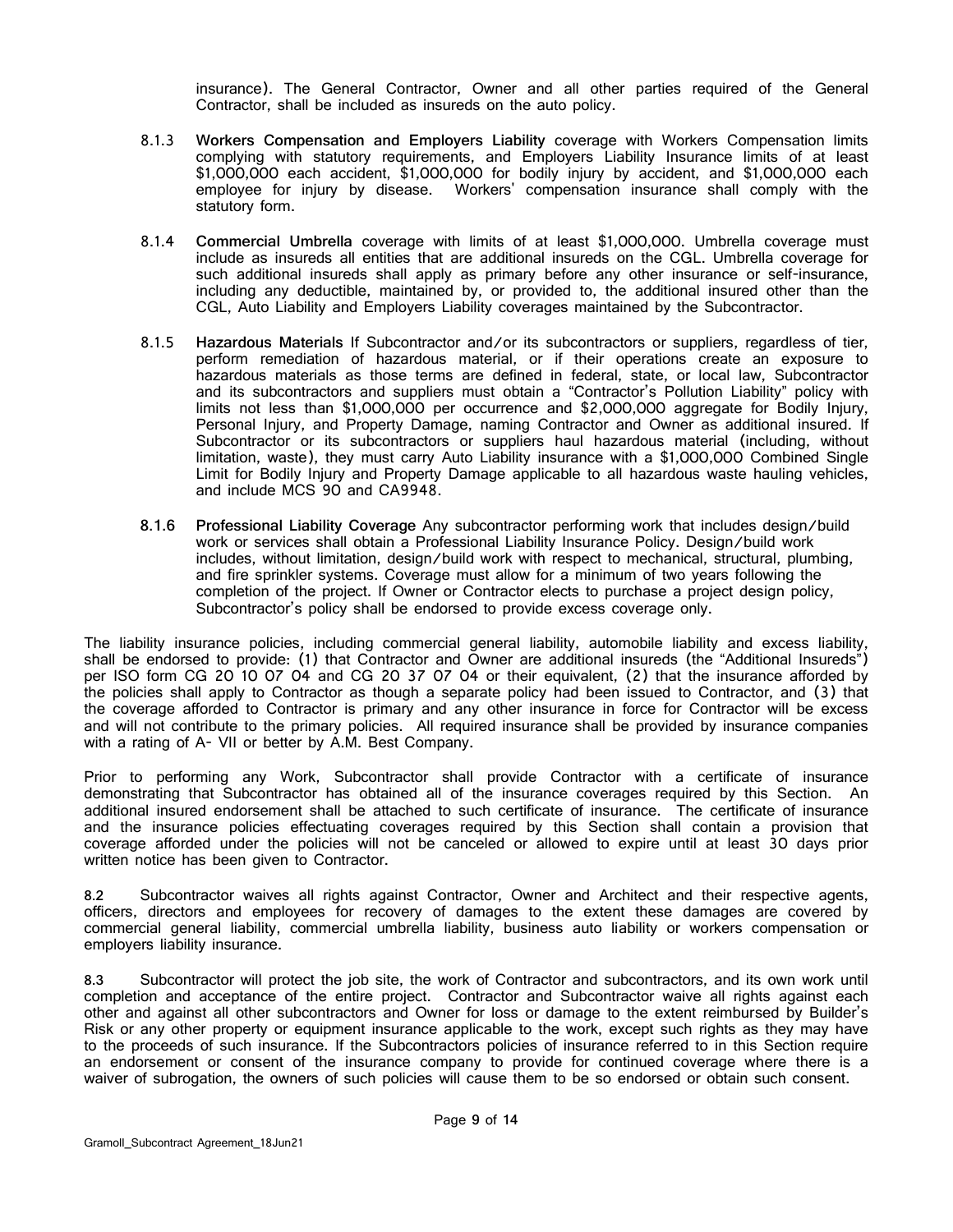insurance). The General Contractor, Owner and all other parties required of the General Contractor, shall be included as insureds on the auto policy.

8.1.3 **Workers Compensation and Employers Liability** coverage with Workers Compensation limits complying with statutory requirements, and Employers Liability Insurance limits of at least $1,000,000 each accident, $1,000,000 for bodily injury by accident, and $1,000,000 each employee for injury by disease. Workers' compensation insurance shall comply with the statutory form.

8.1.4 **Commercial Umbrella** coverage with limits of at least $1,000,000. Umbrella coverage must include as insureds all entities that are additional insureds on the CGL. Umbrella coverage for such additional insureds shall apply as primary before any other insurance or self-insurance, including any deductible, maintained by, or provided to, the additional insured other than the CGL, Auto Liability and Employers Liability coverages maintained by the Subcontractor.

8.1.5 **Hazardous Materials** If Subcontractor and/or its subcontractors or suppliers, regardless of tier, perform remediation of hazardous material, or if their operations create an exposure to hazardous materials as those terms are defined in federal, state, or local law, Subcontractor and its subcontractors and suppliers must obtain a "Contractor's Pollution Liability" policy with limits not less than $1,000,000 per occurrence and $2,000,000 aggregate for Bodily Injury, Personal Injury, and Property Damage, naming Contractor and Owner as additional insured. If Subcontractor or its subcontractors or suppliers haul hazardous material (including, without limitation, waste), they must carry Auto Liability insurance with a $1,000,000 Combined Single Limit for Bodily Injury and Property Damage applicable to all hazardous waste hauling vehicles, and include MCS 90 and CA9948.

**8.1.6 Professional Liability Coverage** Any subcontractor performing work that includes design/build work or services shall obtain a Professional Liability Insurance Policy. Design/build work includes, without limitation, design/build work with respect to mechanical, structural, plumbing, and fire sprinkler systems. Coverage must allow for a minimum of two years following the completion of the project. If Owner or Contractor elects to purchase a project design policy, Subcontractor's policy shall be endorsed to provide excess coverage only.

The liability insurance policies, including commercial general liability, automobile liability and excess liability, shall be endorsed to provide: (1) that Contractor and Owner are additional insureds (the "Additional Insureds") per ISO form CG 20 10 07 04 and CG 20 37 07 04 or their equivalent, (2) that the insurance afforded by the policies shall apply to Contractor as though a separate policy had been issued to Contractor, and (3) that the coverage afforded to Contractor is primary and any other insurance in force for Contractor will be excess and will not contribute to the primary policies. All required insurance shall be provided by insurance companies with a rating of A- VII or better by A.M. Best Company.

Prior to performing any Work, Subcontractor shall provide Contractor with a certificate of insurance demonstrating that Subcontractor has obtained all of the insurance coverages required by this Section. An additional insured endorsement shall be attached to such certificate of insurance. The certificate of insurance and the insurance policies effectuating coverages required by this Section shall contain a provision that coverage afforded under the policies will not be canceled or allowed to expire until at least 30 days prior written notice has been given to Contractor.

**8.2** Subcontractor waives all rights against Contractor, Owner and Architect and their respective agents, officers, directors and employees for recovery of damages to the extent these damages are covered by commercial general liability, commercial umbrella liability, business auto liability or workers compensation or employers liability insurance.

**8.3** Subcontractor will protect the job site, the work of Contractor and subcontractors, and its own work until completion and acceptance of the entire project. Contractor and Subcontractor waive all rights against each other and against all other subcontractors and Owner for loss or damage to the extent reimbursed by Builder's Risk or any other property or equipment insurance applicable to the work, except such rights as they may have to the proceeds of such insurance. If the Subcontractors policies of insurance referred to in this Section require an endorsement or consent of the insurance company to provide for continued coverage where there is a waiver of subrogation, the owners of such policies will cause them to be so endorsed or obtain such consent.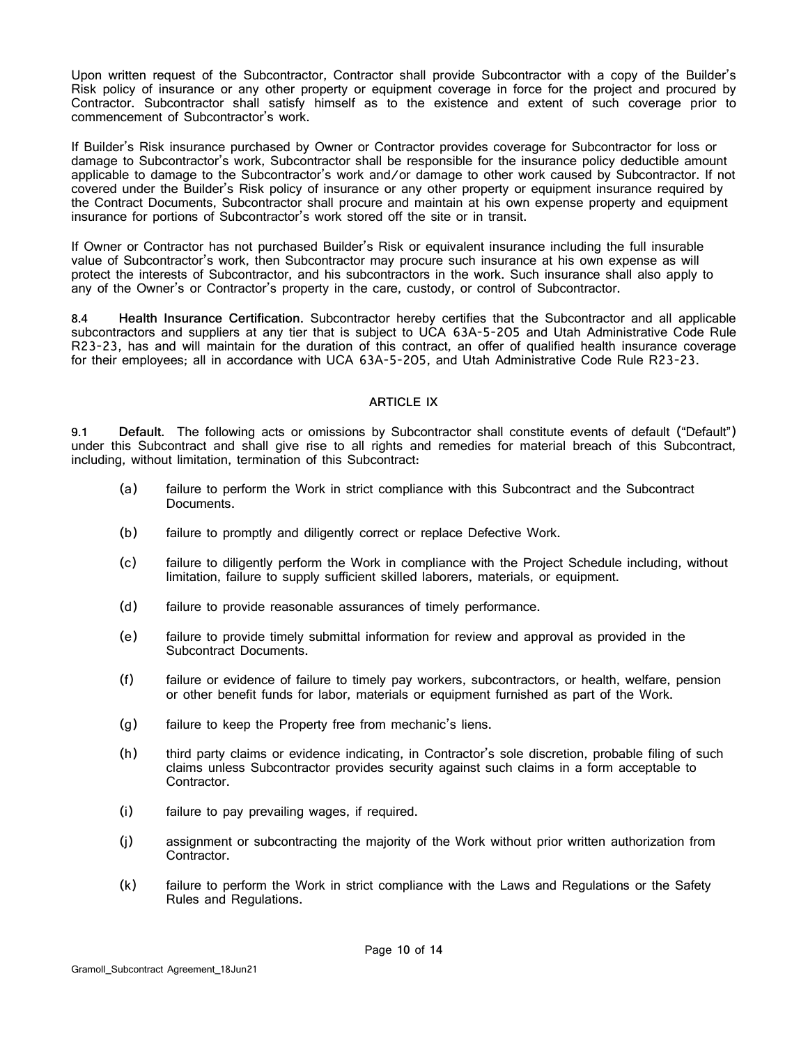Upon written request of the Subcontractor, Contractor shall provide Subcontractor with a copy of the Builder's Risk policy of insurance or any other property or equipment coverage in force for the project and procured by Contractor. Subcontractor shall satisfy himself as to the existence and extent of such coverage prior to commencement of Subcontractor's work.

If Builder's Risk insurance purchased by Owner or Contractor provides coverage for Subcontractor for loss or damage to Subcontractor's work, Subcontractor shall be responsible for the insurance policy deductible amount applicable to damage to the Subcontractor's work and/or damage to other work caused by Subcontractor. If not covered under the Builder's Risk policy of insurance or any other property or equipment insurance required by the Contract Documents, Subcontractor shall procure and maintain at his own expense property and equipment insurance for portions of Subcontractor's work stored off the site or in transit.

If Owner or Contractor has not purchased Builder's Risk or equivalent insurance including the full insurable value of Subcontractor's work, then Subcontractor may procure such insurance at his own expense as will protect the interests of Subcontractor, and his subcontractors in the work. Such insurance shall also apply to any of the Owner's or Contractor's property in the care, custody, or control of Subcontractor.

8.4 **Health Insurance Certification.** Subcontractor hereby certifies that the Subcontractor and all applicable subcontractors and suppliers at any tier that is subject to UCA 63A-5-205 and Utah Administrative Code Rule R23-23, has and will maintain for the duration of this contract, an offer of qualified health insurance coverage for their employees; all in accordance with UCA 63A-5-205, and Utah Administrative Code Rule R23-23.

## ARTICLE IX

9.1 **Default.** The following acts or omissions by Subcontractor shall constitute events of default ("Default") under this Subcontract and shall give rise to all rights and remedies for material breach of this Subcontract, including, without limitation, termination of this Subcontract:

(a) failure to perform the Work in strict compliance with this Subcontract and the Subcontract Documents.

(b) failure to promptly and diligently correct or replace Defective Work.

(c) failure to diligently perform the Work in compliance with the Project Schedule including, without limitation, failure to supply sufficient skilled laborers, materials, or equipment.

(d) failure to provide reasonable assurances of timely performance.

(e) failure to provide timely submittal information for review and approval as provided in the Subcontract Documents.

(f) failure or evidence of failure to timely pay workers, subcontractors, or health, welfare, pension or other benefit funds for labor, materials or equipment furnished as part of the Work.

(g) failure to keep the Property free from mechanic's liens.

(h) third party claims or evidence indicating, in Contractor's sole discretion, probable filing of such claims unless Subcontractor provides security against such claims in a form acceptable to Contractor.

(i) failure to pay prevailing wages, if required.

(j) assignment or subcontracting the majority of the Work without prior written authorization from Contractor.

(k) failure to perform the Work in strict compliance with the Laws and Regulations or the Safety Rules and Regulations.

Gramoll_Subcontract Agreement_18Jun21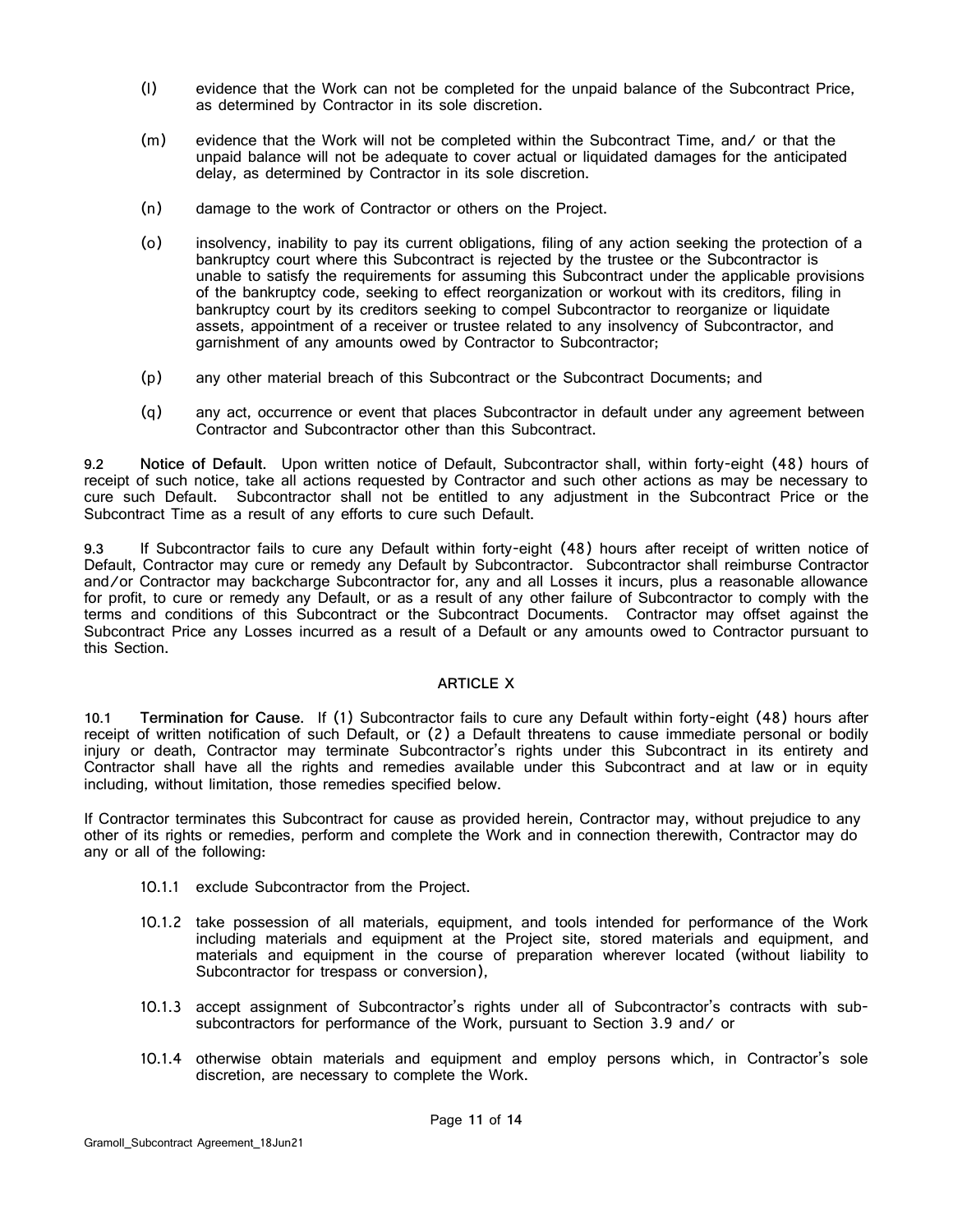(l) evidence that the Work can not be completed for the unpaid balance of the Subcontract Price, as determined by Contractor in its sole discretion.

(m) evidence that the Work will not be completed within the Subcontract Time, and/ or that the unpaid balance will not be adequate to cover actual or liquidated damages for the anticipated delay, as determined by Contractor in its sole discretion.

(n) damage to the work of Contractor or others on the Project.

(o) insolvency, inability to pay its current obligations, filing of any action seeking the protection of a bankruptcy court where this Subcontract is rejected by the trustee or the Subcontractor is unable to satisfy the requirements for assuming this Subcontract under the applicable provisions of the bankruptcy code, seeking to effect reorganization or workout with its creditors, filing in bankruptcy court by its creditors seeking to compel Subcontractor to reorganize or liquidate assets, appointment of a receiver or trustee related to any insolvency of Subcontractor, and garnishment of any amounts owed by Contractor to Subcontractor;

(p) any other material breach of this Subcontract or the Subcontract Documents; and

(q) any act, occurrence or event that places Subcontractor in default under any agreement between Contractor and Subcontractor other than this Subcontract.

9.2 **Notice of Default.** Upon written notice of Default, Subcontractor shall, within forty-eight (48) hours of receipt of such notice, take all actions requested by Contractor and such other actions as may be necessary to cure such Default. Subcontractor shall not be entitled to any adjustment in the Subcontract Price or the Subcontract Time as a result of any efforts to cure such Default.

9.3 If Subcontractor fails to cure any Default within forty-eight (48) hours after receipt of written notice of Default, Contractor may cure or remedy any Default by Subcontractor. Subcontractor shall reimburse Contractor and/or Contractor may backcharge Subcontractor for, any and all Losses it incurs, plus a reasonable allowance for profit, to cure or remedy any Default, or as a result of any other failure of Subcontractor to comply with the terms and conditions of this Subcontract or the Subcontract Documents. Contractor may offset against the Subcontract Price any Losses incurred as a result of a Default or any amounts owed to Contractor pursuant to this Section.

## ARTICLE X

10.1 **Termination for Cause.** If (1) Subcontractor fails to cure any Default within forty-eight (48) hours after receipt of written notification of such Default, or (2) a Default threatens to cause immediate personal or bodily injury or death, Contractor may terminate Subcontractor's rights under this Subcontract in its entirety and Contractor shall have all the rights and remedies available under this Subcontract and at law or in equity including, without limitation, those remedies specified below.

If Contractor terminates this Subcontract for cause as provided herein, Contractor may, without prejudice to any other of its rights or remedies, perform and complete the Work and in connection therewith, Contractor may do any or all of the following:

10.1.1 exclude Subcontractor from the Project.

10.1.2 take possession of all materials, equipment, and tools intended for performance of the Work including materials and equipment at the Project site, stored materials and equipment, and materials and equipment in the course of preparation wherever located (without liability to Subcontractor for trespass or conversion),

10.1.3 accept assignment of Subcontractor's rights under all of Subcontractor's contracts with sub-subcontractors for performance of the Work, pursuant to Section 3.9 and/ or

10.1.4 otherwise obtain materials and equipment and employ persons which, in Contractor's sole discretion, are necessary to complete the Work.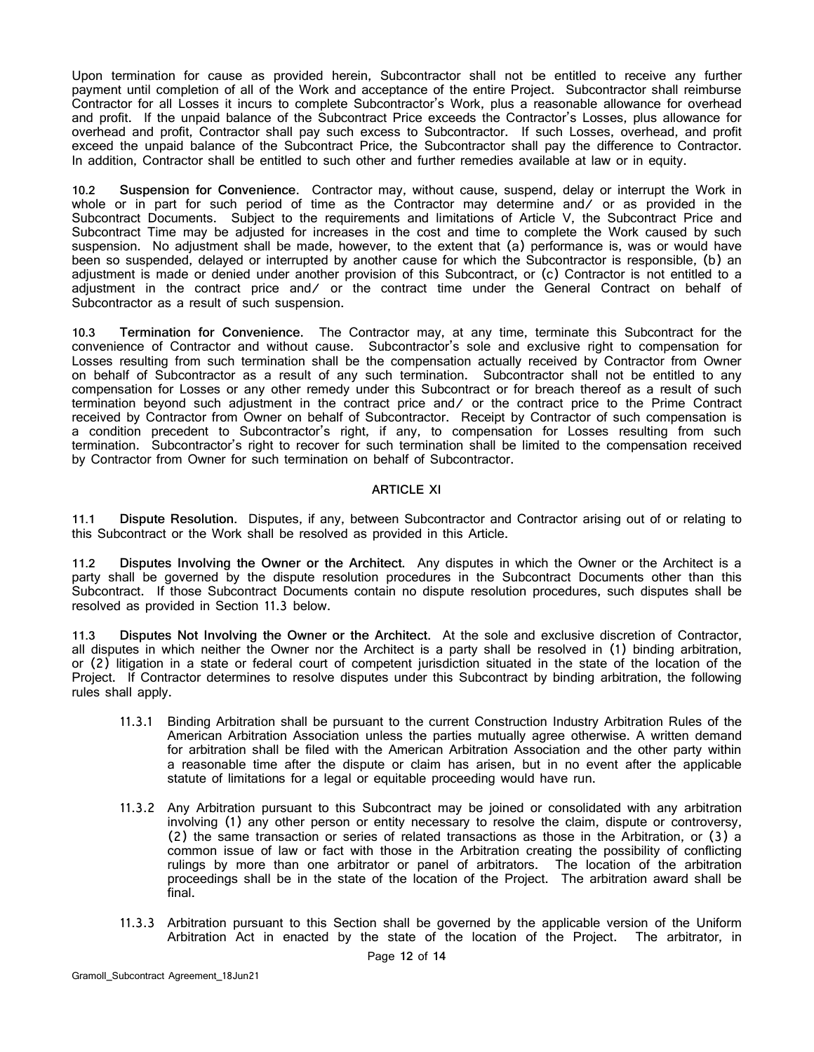Upon termination for cause as provided herein, Subcontractor shall not be entitled to receive any further payment until completion of all of the Work and acceptance of the entire Project. Subcontractor shall reimburse Contractor for all Losses it incurs to complete Subcontractor's Work, plus a reasonable allowance for overhead and profit. If the unpaid balance of the Subcontract Price exceeds the Contractor's Losses, plus allowance for overhead and profit, Contractor shall pay such excess to Subcontractor. If such Losses, overhead, and profit exceed the unpaid balance of the Subcontract Price, the Subcontractor shall pay the difference to Contractor. In addition, Contractor shall be entitled to such other and further remedies available at law or in equity.

**10.2 Suspension for Convenience.** Contractor may, without cause, suspend, delay or interrupt the Work in whole or in part for such period of time as the Contractor may determine and/ or as provided in the Subcontract Documents. Subject to the requirements and limitations of Article V, the Subcontract Price and Subcontract Time may be adjusted for increases in the cost and time to complete the Work caused by such suspension. No adjustment shall be made, however, to the extent that (a) performance is, was or would have been so suspended, delayed or interrupted by another cause for which the Subcontractor is responsible, (b) an adjustment is made or denied under another provision of this Subcontract, or (c) Contractor is not entitled to a adjustment in the contract price and/ or the contract time under the General Contract on behalf of Subcontractor as a result of such suspension.

**10.3 Termination for Convenience.** The Contractor may, at any time, terminate this Subcontract for the convenience of Contractor and without cause. Subcontractor's sole and exclusive right to compensation for Losses resulting from such termination shall be the compensation actually received by Contractor from Owner on behalf of Subcontractor as a result of any such termination. Subcontractor shall not be entitled to any compensation for Losses or any other remedy under this Subcontract or for breach thereof as a result of such termination beyond such adjustment in the contract price and/ or the contract price to the Prime Contract received by Contractor from Owner on behalf of Subcontractor. Receipt by Contractor of such compensation is a condition precedent to Subcontractor's right, if any, to compensation for Losses resulting from such termination. Subcontractor's right to recover for such termination shall be limited to the compensation received by Contractor from Owner for such termination on behalf of Subcontractor.

## ARTICLE XI

**11.1 Dispute Resolution.** Disputes, if any, between Subcontractor and Contractor arising out of or relating to this Subcontract or the Work shall be resolved as provided in this Article.

**11.2 Disputes Involving the Owner or the Architect.** Any disputes in which the Owner or the Architect is a party shall be governed by the dispute resolution procedures in the Subcontract Documents other than this Subcontract. If those Subcontract Documents contain no dispute resolution procedures, such disputes shall be resolved as provided in Section 11.3 below.

**11.3 Disputes Not Involving the Owner or the Architect**. At the sole and exclusive discretion of Contractor, all disputes in which neither the Owner nor the Architect is a party shall be resolved in (1) binding arbitration, or (2) litigation in a state or federal court of competent jurisdiction situated in the state of the location of the Project. If Contractor determines to resolve disputes under this Subcontract by binding arbitration, the following rules shall apply.

11.3.1 Binding Arbitration shall be pursuant to the current Construction Industry Arbitration Rules of the American Arbitration Association unless the parties mutually agree otherwise. A written demand for arbitration shall be filed with the American Arbitration Association and the other party within a reasonable time after the dispute or claim has arisen, but in no event after the applicable statute of limitations for a legal or equitable proceeding would have run.

11.3.2 Any Arbitration pursuant to this Subcontract may be joined or consolidated with any arbitration involving (1) any other person or entity necessary to resolve the claim, dispute or controversy, (2) the same transaction or series of related transactions as those in the Arbitration, or (3) a common issue of law or fact with those in the Arbitration creating the possibility of conflicting rulings by more than one arbitrator or panel of arbitrators. The location of the arbitration proceedings shall be in the state of the location of the Project. The arbitration award shall be final.

11.3.3 Arbitration pursuant to this Section shall be governed by the applicable version of the Uniform Arbitration Act in enacted by the state of the location of the Project. The arbitrator, in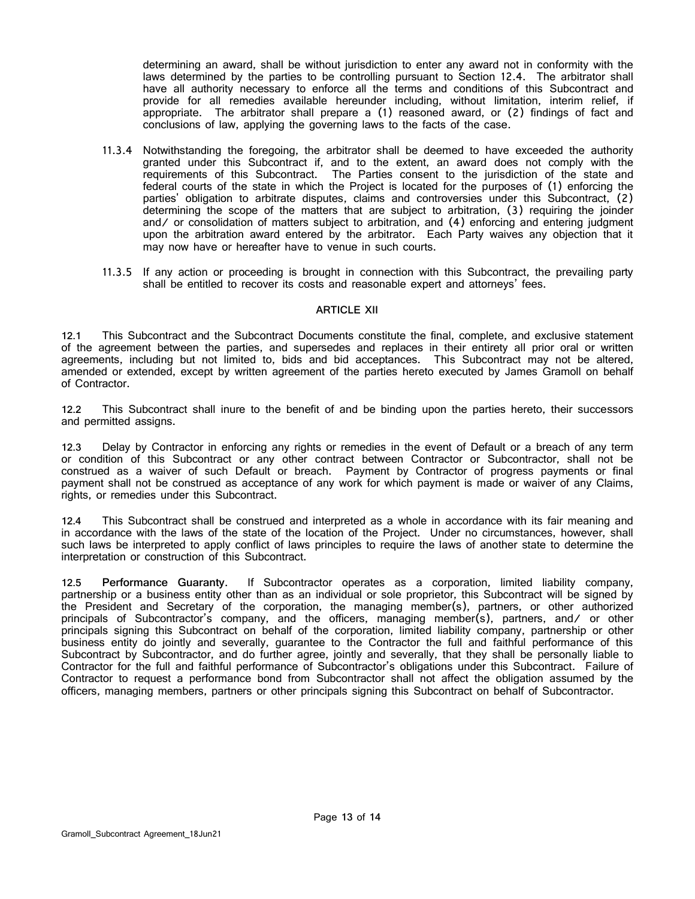determining an award, shall be without jurisdiction to enter any award not in conformity with the laws determined by the parties to be controlling pursuant to Section 12.4. The arbitrator shall have all authority necessary to enforce all the terms and conditions of this Subcontract and provide for all remedies available hereunder including, without limitation, interim relief, if appropriate. The arbitrator shall prepare a (1) reasoned award, or (2) findings of fact and conclusions of law, applying the governing laws to the facts of the case.

11.3.4 Notwithstanding the foregoing, the arbitrator shall be deemed to have exceeded the authority granted under this Subcontract if, and to the extent, an award does not comply with the requirements of this Subcontract. The Parties consent to the jurisdiction of the state and federal courts of the state in which the Project is located for the purposes of (1) enforcing the parties' obligation to arbitrate disputes, claims and controversies under this Subcontract, (2) determining the scope of the matters that are subject to arbitration, (3) requiring the joinder and/ or consolidation of matters subject to arbitration, and (4) enforcing and entering judgment upon the arbitration award entered by the arbitrator. Each Party waives any objection that it may now have or hereafter have to venue in such courts.

11.3.5 If any action or proceeding is brought in connection with this Subcontract, the prevailing party shall be entitled to recover its costs and reasonable expert and attorneys' fees.

## ARTICLE XII

12.1 This Subcontract and the Subcontract Documents constitute the final, complete, and exclusive statement of the agreement between the parties, and supersedes and replaces in their entirety all prior oral or written agreements, including but not limited to, bids and bid acceptances. This Subcontract may not be altered, amended or extended, except by written agreement of the parties hereto executed by James Gramoll on behalf of Contractor.

12.2 This Subcontract shall inure to the benefit of and be binding upon the parties hereto, their successors and permitted assigns.

12.3 Delay by Contractor in enforcing any rights or remedies in the event of Default or a breach of any term or condition of this Subcontract or any other contract between Contractor or Subcontractor, shall not be construed as a waiver of such Default or breach. Payment by Contractor of progress payments or final payment shall not be construed as acceptance of any work for which payment is made or waiver of any Claims, rights, or remedies under this Subcontract.

12.4 This Subcontract shall be construed and interpreted as a whole in accordance with its fair meaning and in accordance with the laws of the state of the location of the Project. Under no circumstances, however, shall such laws be interpreted to apply conflict of laws principles to require the laws of another state to determine the interpretation or construction of this Subcontract.

12.5 **Performance Guaranty**. If Subcontractor operates as a corporation, limited liability company, partnership or a business entity other than as an individual or sole proprietor, this Subcontract will be signed by the President and Secretary of the corporation, the managing member(s), partners, or other authorized principals of Subcontractor's company, and the officers, managing member(s), partners, and/ or other principals signing this Subcontract on behalf of the corporation, limited liability company, partnership or other business entity do jointly and severally, guarantee to the Contractor the full and faithful performance of this Subcontract by Subcontractor, and do further agree, jointly and severally, that they shall be personally liable to Contractor for the full and faithful performance of Subcontractor's obligations under this Subcontract. Failure of Contractor to request a performance bond from Subcontractor shall not affect the obligation assumed by the officers, managing members, partners or other principals signing this Subcontract on behalf of Subcontractor.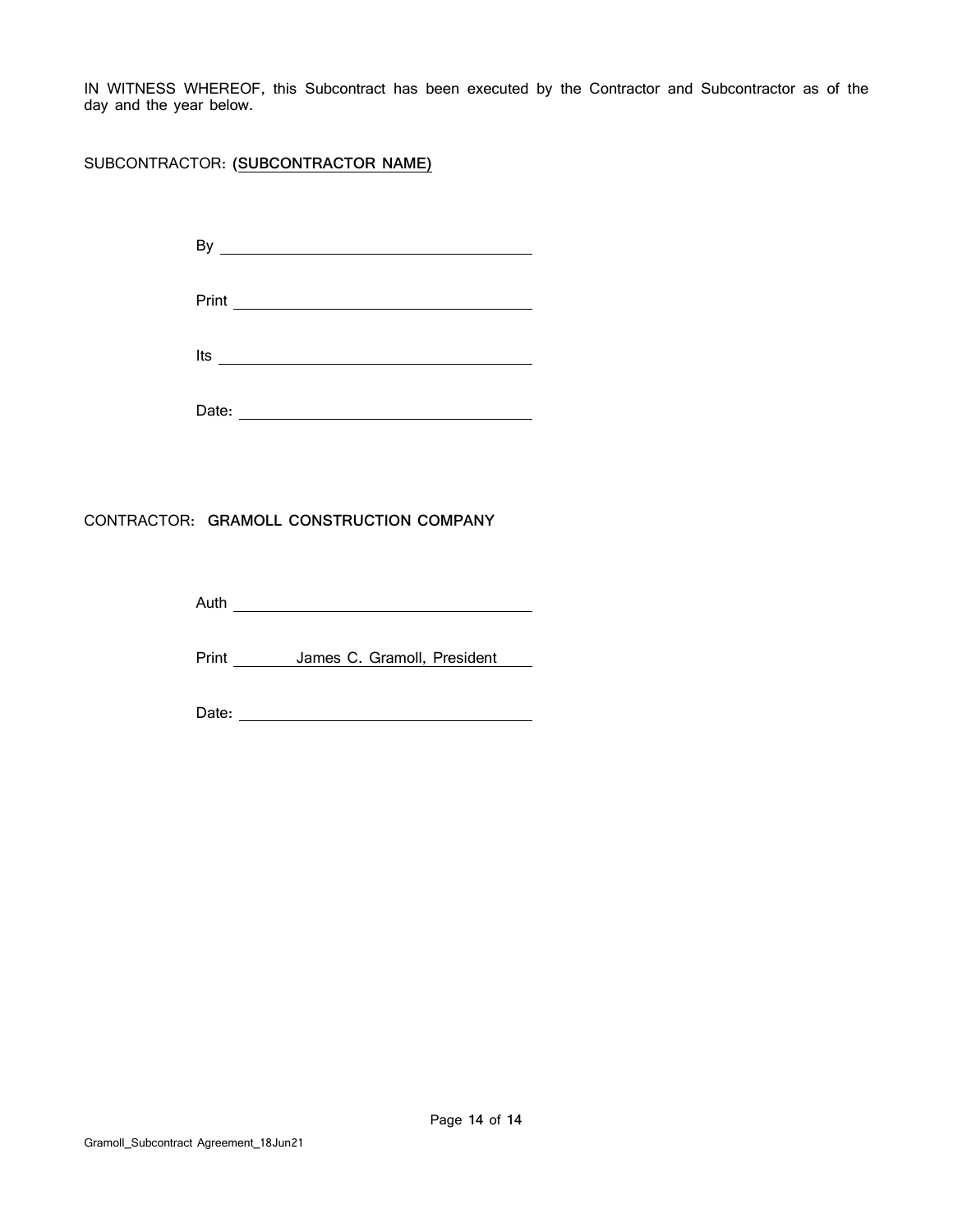IN WITNESS WHEREOF, this Subcontract has been executed by the Contractor and Subcontractor as of the day and the year below.

SUBCONTRACTOR: **(SUBCONTRACTOR NAME)**

By \_\_\_\_\_\_\_\_\_\_\_\_\_\_\_\_\_\_\_\_\_\_\_\_\_\_\_\_\_\_\_\_\_\_\_\_

Print \_\_\_\_\_\_\_\_\_\_\_\_\_\_\_\_\_\_\_\_\_\_\_\_\_\_\_\_\_\_\_\_\_\_\_\_

Its \_\_\_\_\_\_\_\_\_\_\_\_\_\_\_\_\_\_\_\_\_\_\_\_\_\_\_\_\_\_\_\_\_\_\_\_

Date: \_\_\_\_\_\_\_\_\_\_\_\_\_\_\_\_\_\_\_\_\_\_\_\_\_\_\_\_\_\_\_\_\_\_\_\_

CONTRACTOR: **GRAMOLL CONSTRUCTION COMPANY**

Auth \_\_\_\_\_\_\_\_\_\_\_\_\_\_\_\_\_\_\_\_\_\_\_\_\_\_\_\_\_\_\_\_\_\_\_\_

Print James C. Gramoll, President

Date: \_\_\_\_\_\_\_\_\_\_\_\_\_\_\_\_\_\_\_\_\_\_\_\_\_\_\_\_\_\_\_\_\_\_\_\_

Gramoll_Subcontract Agreement_18Jun21